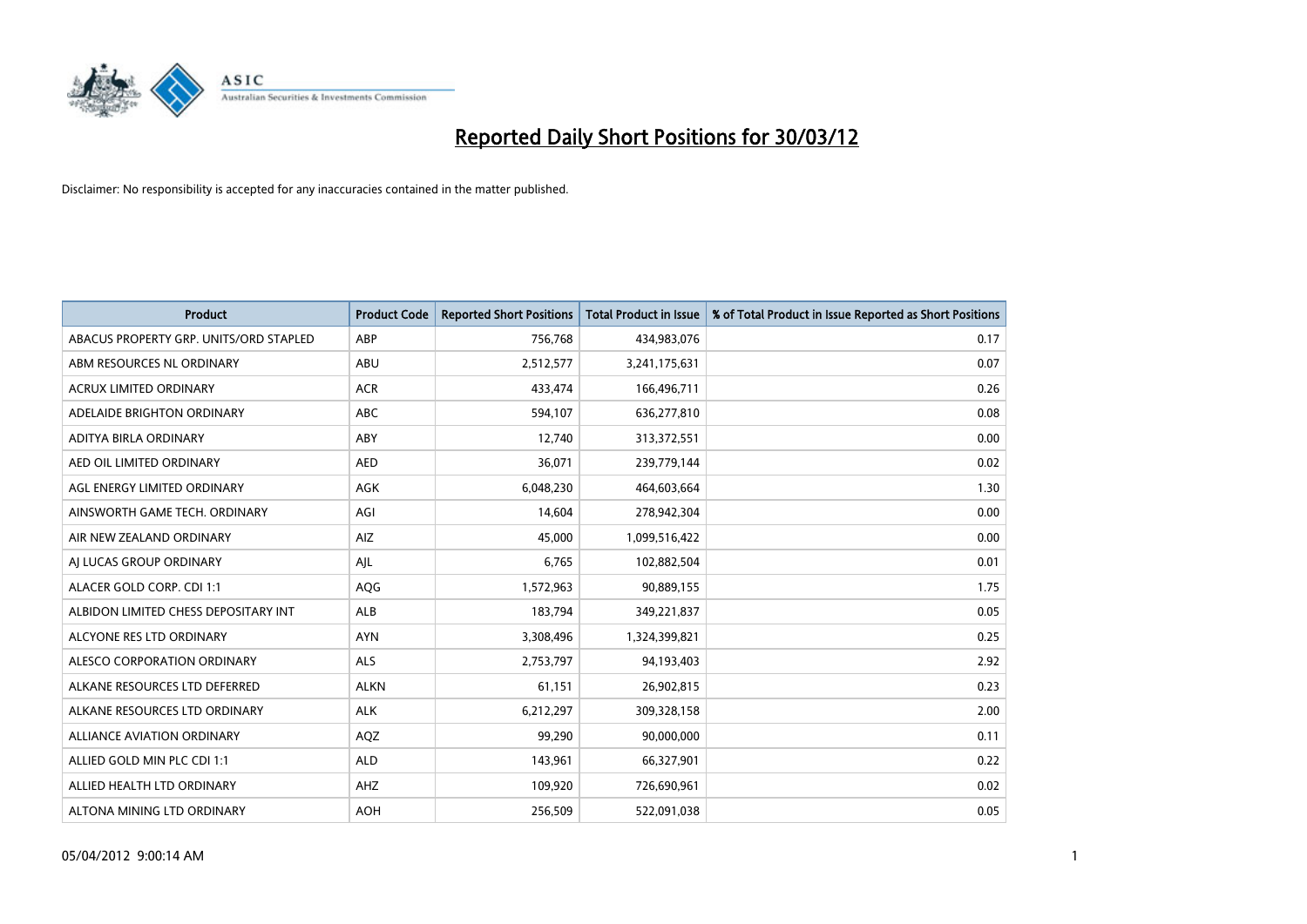# Reported Daily Short Positions for 30/03/12

Disclaimer: No responsibility is accepted for any inaccuracies contained in the matter published.

| Product | Product Code | Reported Short Positions | Total Product in Issue | % of Total Product in Issue Reported as Short Positions |
|---|---|---|---|---|
| ABACUS PROPERTY GRP. UNITS/ORD STAPLED | ABP | 756,768 | 434,983,076 | 0.17 |
| ABM RESOURCES NL ORDINARY | ABU | 2,512,577 | 3,241,175,631 | 0.07 |
| ACRUX LIMITED ORDINARY | ACR | 433,474 | 166,496,711 | 0.26 |
| ADELAIDE BRIGHTON ORDINARY | ABC | 594,107 | 636,277,810 | 0.08 |
| ADITYA BIRLA ORDINARY | ABY | 12,740 | 313,372,551 | 0.00 |
| AED OIL LIMITED ORDINARY | AED | 36,071 | 239,779,144 | 0.02 |
| AGL ENERGY LIMITED ORDINARY | AGK | 6,048,230 | 464,603,664 | 1.30 |
| AINSWORTH GAME TECH. ORDINARY | AGI | 14,604 | 278,942,304 | 0.00 |
| AIR NEW ZEALAND ORDINARY | AIZ | 45,000 | 1,099,516,422 | 0.00 |
| AJ LUCAS GROUP ORDINARY | AJL | 6,765 | 102,882,504 | 0.01 |
| ALACER GOLD CORP. CDI 1:1 | AQG | 1,572,963 | 90,889,155 | 1.75 |
| ALBIDON LIMITED CHESS DEPOSITARY INT | ALB | 183,794 | 349,221,837 | 0.05 |
| ALCYONE RES LTD ORDINARY | AYN | 3,308,496 | 1,324,399,821 | 0.25 |
| ALESCO CORPORATION ORDINARY | ALS | 2,753,797 | 94,193,403 | 2.92 |
| ALKANE RESOURCES LTD DEFERRED | ALKN | 61,151 | 26,902,815 | 0.23 |
| ALKANE RESOURCES LTD ORDINARY | ALK | 6,212,297 | 309,328,158 | 2.00 |
| ALLIANCE AVIATION ORDINARY | AQZ | 99,290 | 90,000,000 | 0.11 |
| ALLIED GOLD MIN PLC CDI 1:1 | ALD | 143,961 | 66,327,901 | 0.22 |
| ALLIED HEALTH LTD ORDINARY | AHZ | 109,920 | 726,690,961 | 0.02 |
| ALTONA MINING LTD ORDINARY | AOH | 256,509 | 522,091,038 | 0.05 |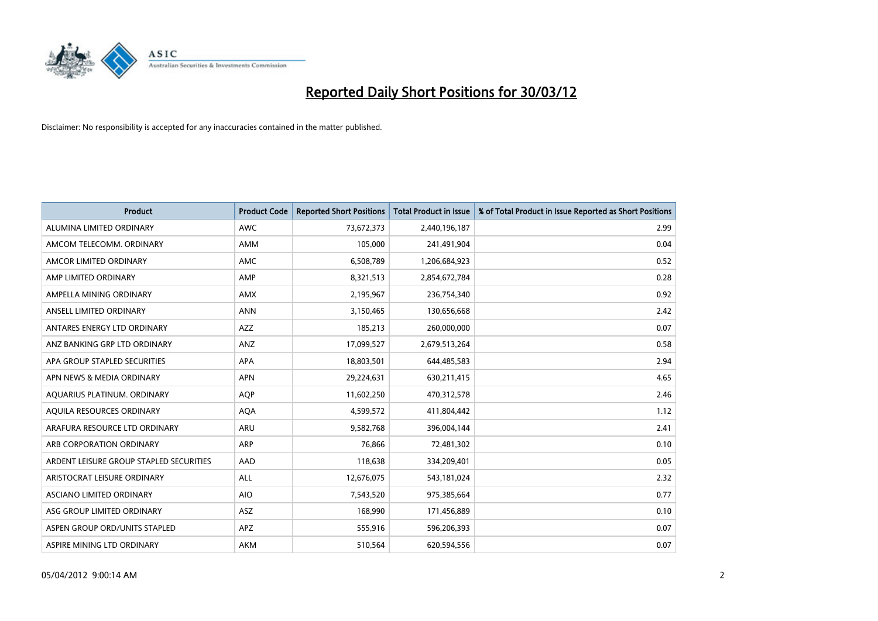# Reported Daily Short Positions for 30/03/12

Disclaimer: No responsibility is accepted for any inaccuracies contained in the matter published.

| Product | Product Code | Reported Short Positions | Total Product in Issue | % of Total Product in Issue Reported as Short Positions |
|---|---|---|---|---|
| ALUMINA LIMITED ORDINARY | AWC | 73,672,373 | 2,440,196,187 | 2.99 |
| AMCOM TELECOMM. ORDINARY | AMM | 105,000 | 241,491,904 | 0.04 |
| AMCOR LIMITED ORDINARY | AMC | 6,508,789 | 1,206,684,923 | 0.52 |
| AMP LIMITED ORDINARY | AMP | 8,321,513 | 2,854,672,784 | 0.28 |
| AMPELLA MINING ORDINARY | AMX | 2,195,967 | 236,754,340 | 0.92 |
| ANSELL LIMITED ORDINARY | ANN | 3,150,465 | 130,656,668 | 2.42 |
| ANTARES ENERGY LTD ORDINARY | AZZ | 185,213 | 260,000,000 | 0.07 |
| ANZ BANKING GRP LTD ORDINARY | ANZ | 17,099,527 | 2,679,513,264 | 0.58 |
| APA GROUP STAPLED SECURITIES | APA | 18,803,501 | 644,485,583 | 2.94 |
| APN NEWS & MEDIA ORDINARY | APN | 29,224,631 | 630,211,415 | 4.65 |
| AQUARIUS PLATINUM. ORDINARY | AQP | 11,602,250 | 470,312,578 | 2.46 |
| AQUILA RESOURCES ORDINARY | AQA | 4,599,572 | 411,804,442 | 1.12 |
| ARAFURA RESOURCE LTD ORDINARY | ARU | 9,582,768 | 396,004,144 | 2.41 |
| ARB CORPORATION ORDINARY | ARP | 76,866 | 72,481,302 | 0.10 |
| ARDENT LEISURE GROUP STAPLED SECURITIES | AAD | 118,638 | 334,209,401 | 0.05 |
| ARISTOCRAT LEISURE ORDINARY | ALL | 12,676,075 | 543,181,024 | 2.32 |
| ASCIANO LIMITED ORDINARY | AIO | 7,543,520 | 975,385,664 | 0.77 |
| ASG GROUP LIMITED ORDINARY | ASZ | 168,990 | 171,456,889 | 0.10 |
| ASPEN GROUP ORD/UNITS STAPLED | APZ | 555,916 | 596,206,393 | 0.07 |
| ASPIRE MINING LTD ORDINARY | AKM | 510,564 | 620,594,556 | 0.07 |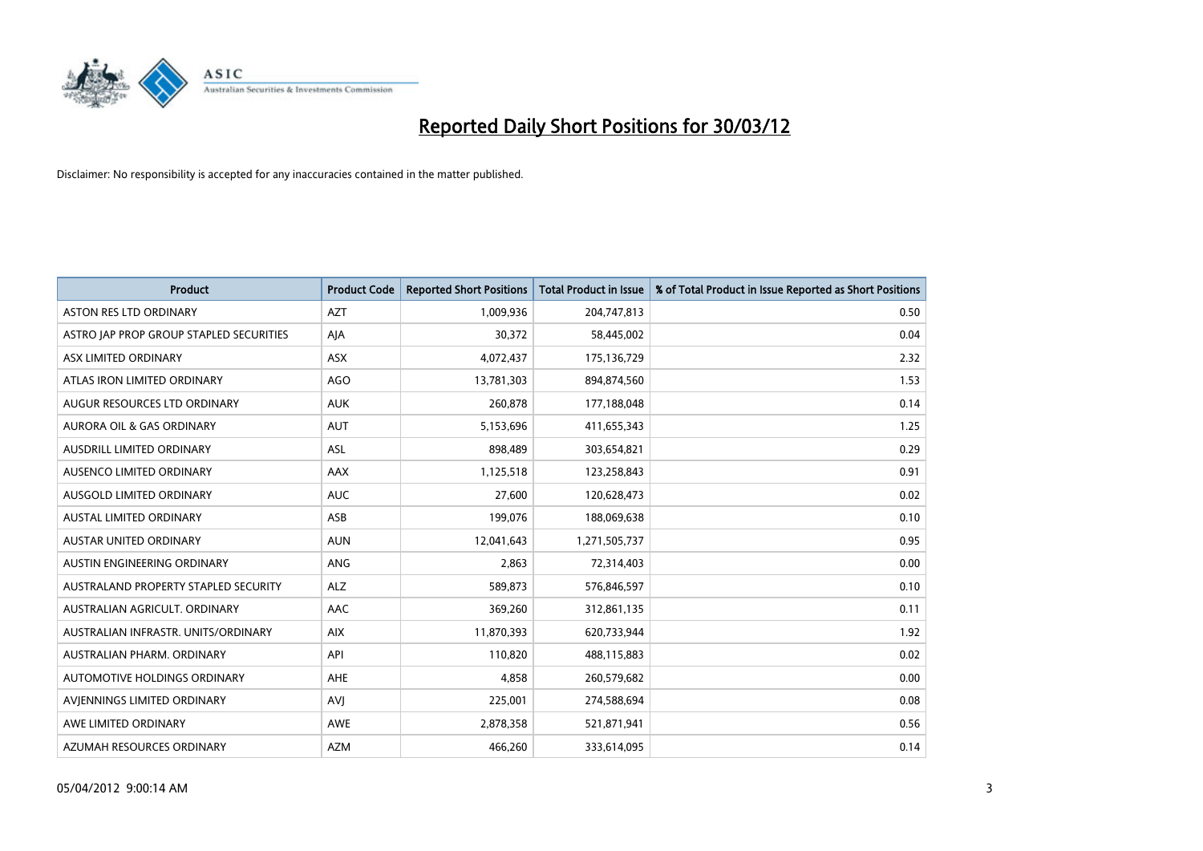# Reported Daily Short Positions for 30/03/12

Disclaimer: No responsibility is accepted for any inaccuracies contained in the matter published.

| Product | Product Code | Reported Short Positions | Total Product in Issue | % of Total Product in Issue Reported as Short Positions |
|---|---|---|---|---|
| ASTON RES LTD ORDINARY | AZT | 1,009,936 | 204,747,813 | 0.50 |
| ASTRO JAP PROP GROUP STAPLED SECURITIES | AJA | 30,372 | 58,445,002 | 0.04 |
| ASX LIMITED ORDINARY | ASX | 4,072,437 | 175,136,729 | 2.32 |
| ATLAS IRON LIMITED ORDINARY | AGO | 13,781,303 | 894,874,560 | 1.53 |
| AUGUR RESOURCES LTD ORDINARY | AUK | 260,878 | 177,188,048 | 0.14 |
| AURORA OIL & GAS ORDINARY | AUT | 5,153,696 | 411,655,343 | 1.25 |
| AUSDRILL LIMITED ORDINARY | ASL | 898,489 | 303,654,821 | 0.29 |
| AUSENCO LIMITED ORDINARY | AAX | 1,125,518 | 123,258,843 | 0.91 |
| AUSGOLD LIMITED ORDINARY | AUC | 27,600 | 120,628,473 | 0.02 |
| AUSTAL LIMITED ORDINARY | ASB | 199,076 | 188,069,638 | 0.10 |
| AUSTAR UNITED ORDINARY | AUN | 12,041,643 | 1,271,505,737 | 0.95 |
| AUSTIN ENGINEERING ORDINARY | ANG | 2,863 | 72,314,403 | 0.00 |
| AUSTRALAND PROPERTY STAPLED SECURITY | ALZ | 589,873 | 576,846,597 | 0.10 |
| AUSTRALIAN AGRICULT. ORDINARY | AAC | 369,260 | 312,861,135 | 0.11 |
| AUSTRALIAN INFRASTR. UNITS/ORDINARY | AIX | 11,870,393 | 620,733,944 | 1.92 |
| AUSTRALIAN PHARM. ORDINARY | API | 110,820 | 488,115,883 | 0.02 |
| AUTOMOTIVE HOLDINGS ORDINARY | AHE | 4,858 | 260,579,682 | 0.00 |
| AVJENNINGS LIMITED ORDINARY | AVJ | 225,001 | 274,588,694 | 0.08 |
| AWE LIMITED ORDINARY | AWE | 2,878,358 | 521,871,941 | 0.56 |
| AZUMAH RESOURCES ORDINARY | AZM | 466,260 | 333,614,095 | 0.14 |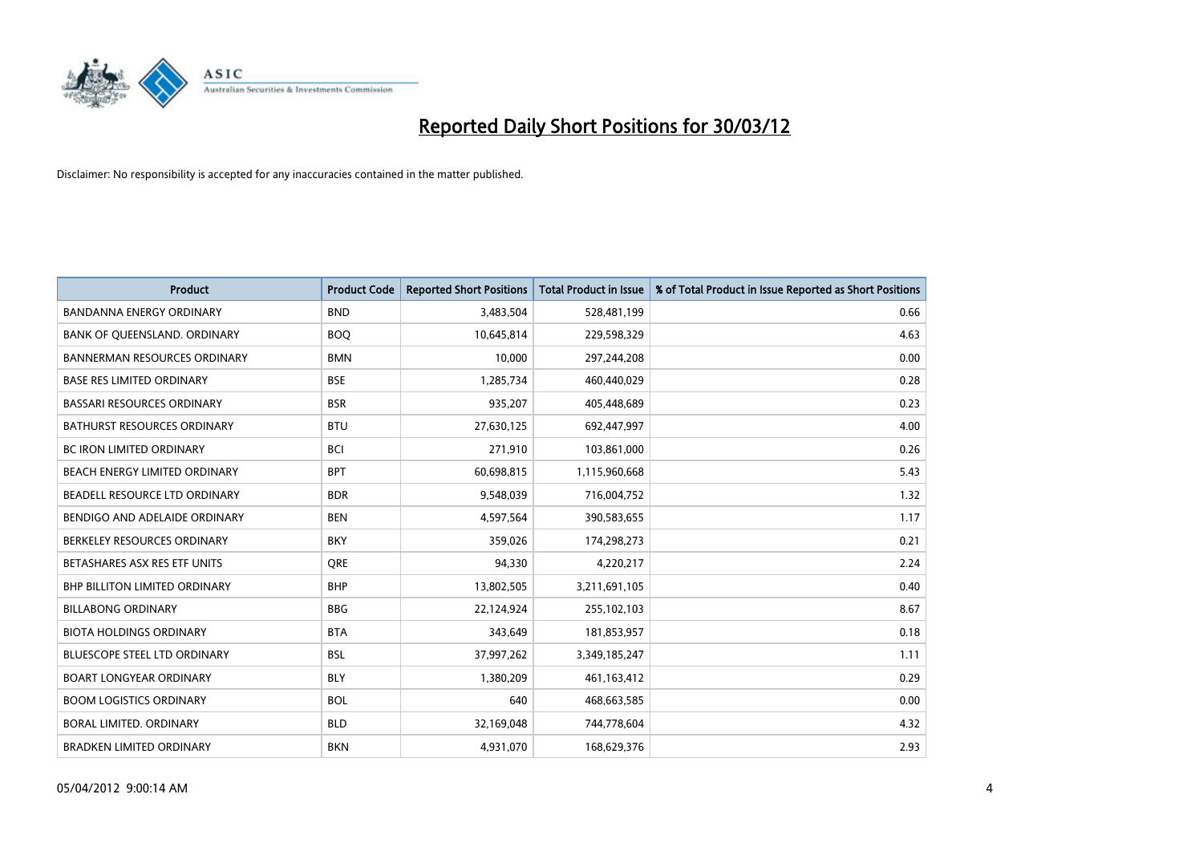# Reported Daily Short Positions for 30/03/12

Disclaimer: No responsibility is accepted for any inaccuracies contained in the matter published.

| Product | Product Code | Reported Short Positions | Total Product in Issue | % of Total Product in Issue Reported as Short Positions |
|---|---|---|---|---|
| BANDANNA ENERGY ORDINARY | BND | 3,483,504 | 528,481,199 | 0.66 |
| BANK OF QUEENSLAND. ORDINARY | BOQ | 10,645,814 | 229,598,329 | 4.63 |
| BANNERMAN RESOURCES ORDINARY | BMN | 10,000 | 297,244,208 | 0.00 |
| BASE RES LIMITED ORDINARY | BSE | 1,285,734 | 460,440,029 | 0.28 |
| BASSARI RESOURCES ORDINARY | BSR | 935,207 | 405,448,689 | 0.23 |
| BATHURST RESOURCES ORDINARY | BTU | 27,630,125 | 692,447,997 | 4.00 |
| BC IRON LIMITED ORDINARY | BCI | 271,910 | 103,861,000 | 0.26 |
| BEACH ENERGY LIMITED ORDINARY | BPT | 60,698,815 | 1,115,960,668 | 5.43 |
| BEADELL RESOURCE LTD ORDINARY | BDR | 9,548,039 | 716,004,752 | 1.32 |
| BENDIGO AND ADELAIDE ORDINARY | BEN | 4,597,564 | 390,583,655 | 1.17 |
| BERKELEY RESOURCES ORDINARY | BKY | 359,026 | 174,298,273 | 0.21 |
| BETASHARES ASX RES ETF UNITS | QRE | 94,330 | 4,220,217 | 2.24 |
| BHP BILLITON LIMITED ORDINARY | BHP | 13,802,505 | 3,211,691,105 | 0.40 |
| BILLABONG ORDINARY | BBG | 22,124,924 | 255,102,103 | 8.67 |
| BIOTA HOLDINGS ORDINARY | BTA | 343,649 | 181,853,957 | 0.18 |
| BLUESCOPE STEEL LTD ORDINARY | BSL | 37,997,262 | 3,349,185,247 | 1.11 |
| BOART LONGYEAR ORDINARY | BLY | 1,380,209 | 461,163,412 | 0.29 |
| BOOM LOGISTICS ORDINARY | BOL | 640 | 468,663,585 | 0.00 |
| BORAL LIMITED. ORDINARY | BLD | 32,169,048 | 744,778,604 | 4.32 |
| BRADKEN LIMITED ORDINARY | BKN | 4,931,070 | 168,629,376 | 2.93 |

05/04/2012 9:00:14 AM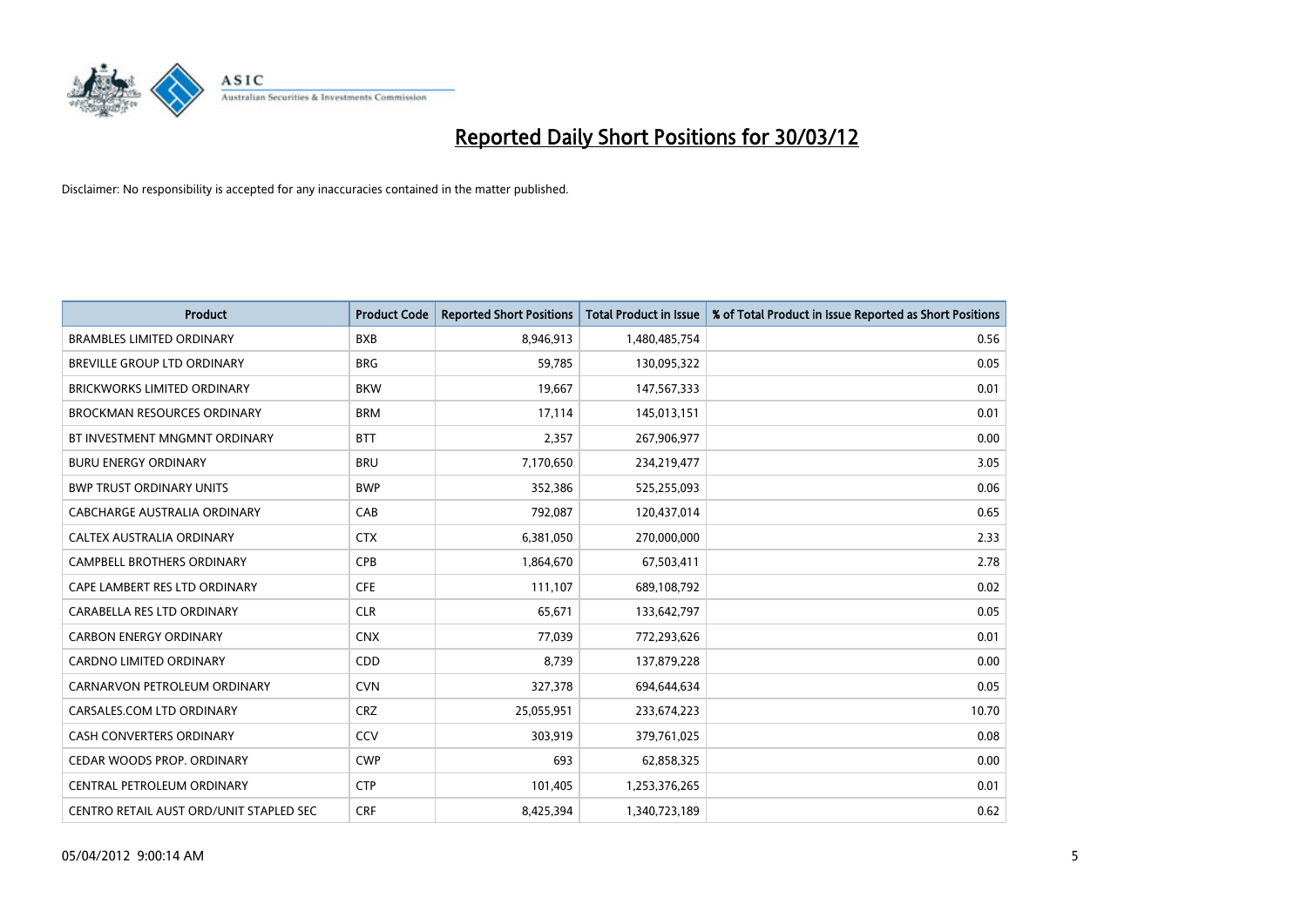# Reported Daily Short Positions for 30/03/12

Disclaimer: No responsibility is accepted for any inaccuracies contained in the matter published.

| Product | Product Code | Reported Short Positions | Total Product in Issue | % of Total Product in Issue Reported as Short Positions |
|---|---|---|---|---|
| BRAMBLES LIMITED ORDINARY | BXB | 8,946,913 | 1,480,485,754 | 0.56 |
| BREVILLE GROUP LTD ORDINARY | BRG | 59,785 | 130,095,322 | 0.05 |
| BRICKWORKS LIMITED ORDINARY | BKW | 19,667 | 147,567,333 | 0.01 |
| BROCKMAN RESOURCES ORDINARY | BRM | 17,114 | 145,013,151 | 0.01 |
| BT INVESTMENT MNGMNT ORDINARY | BTT | 2,357 | 267,906,977 | 0.00 |
| BURU ENERGY ORDINARY | BRU | 7,170,650 | 234,219,477 | 3.05 |
| BWP TRUST ORDINARY UNITS | BWP | 352,386 | 525,255,093 | 0.06 |
| CABCHARGE AUSTRALIA ORDINARY | CAB | 792,087 | 120,437,014 | 0.65 |
| CALTEX AUSTRALIA ORDINARY | CTX | 6,381,050 | 270,000,000 | 2.33 |
| CAMPBELL BROTHERS ORDINARY | CPB | 1,864,670 | 67,503,411 | 2.78 |
| CAPE LAMBERT RES LTD ORDINARY | CFE | 111,107 | 689,108,792 | 0.02 |
| CARABELLA RES LTD ORDINARY | CLR | 65,671 | 133,642,797 | 0.05 |
| CARBON ENERGY ORDINARY | CNX | 77,039 | 772,293,626 | 0.01 |
| CARDNO LIMITED ORDINARY | CDD | 8,739 | 137,879,228 | 0.00 |
| CARNARVON PETROLEUM ORDINARY | CVN | 327,378 | 694,644,634 | 0.05 |
| CARSALES.COM LTD ORDINARY | CRZ | 25,055,951 | 233,674,223 | 10.70 |
| CASH CONVERTERS ORDINARY | CCV | 303,919 | 379,761,025 | 0.08 |
| CEDAR WOODS PROP. ORDINARY | CWP | 693 | 62,858,325 | 0.00 |
| CENTRAL PETROLEUM ORDINARY | CTP | 101,405 | 1,253,376,265 | 0.01 |
| CENTRO RETAIL AUST ORD/UNIT STAPLED SEC | CRF | 8,425,394 | 1,340,723,189 | 0.62 |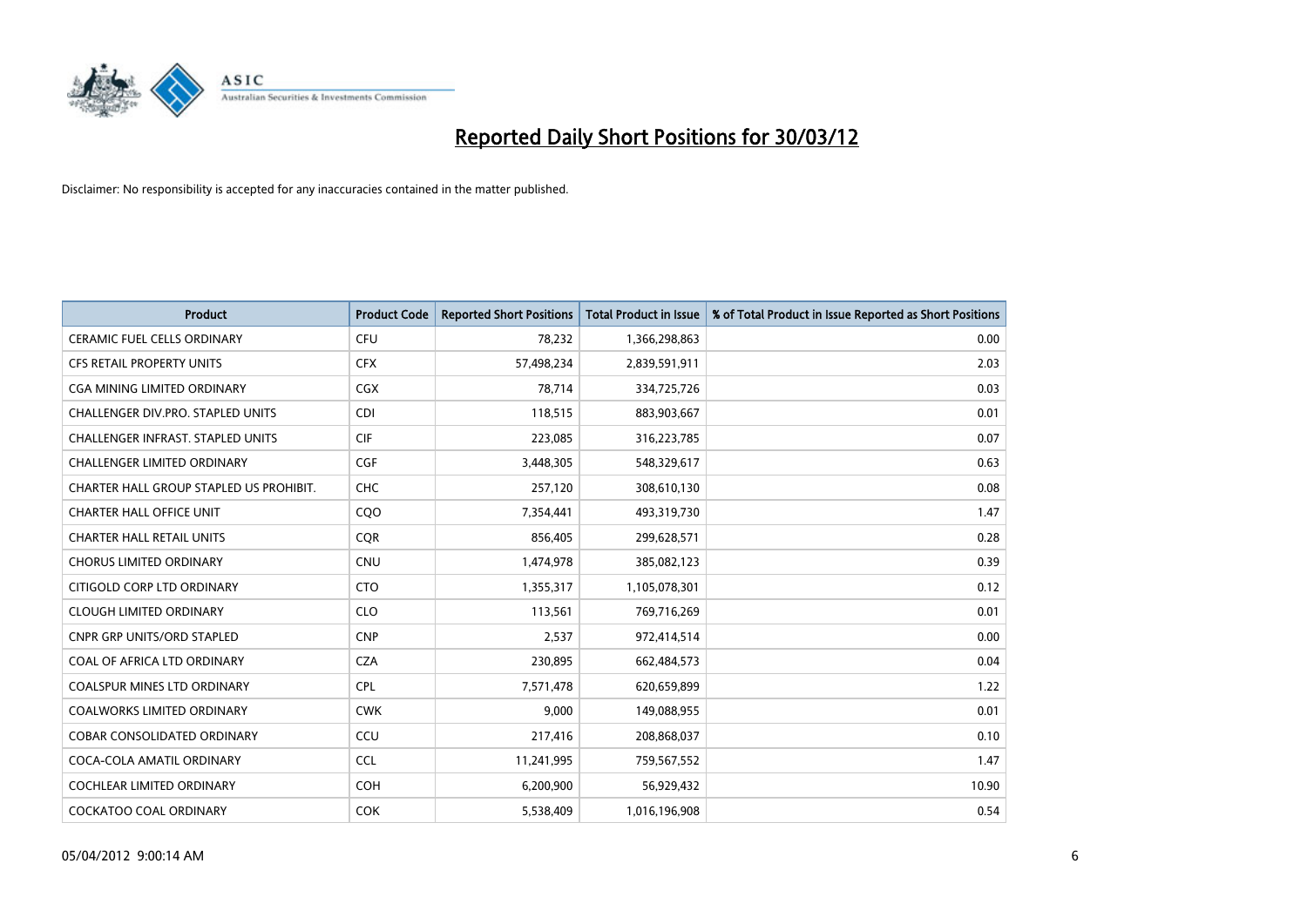# Reported Daily Short Positions for 30/03/12

Disclaimer: No responsibility is accepted for any inaccuracies contained in the matter published.

| Product | Product Code | Reported Short Positions | Total Product in Issue | % of Total Product in Issue Reported as Short Positions |
|---|---|---|---|---|
| CERAMIC FUEL CELLS ORDINARY | CFU | 78,232 | 1,366,298,863 | 0.00 |
| CFS RETAIL PROPERTY UNITS | CFX | 57,498,234 | 2,839,591,911 | 2.03 |
| CGA MINING LIMITED ORDINARY | CGX | 78,714 | 334,725,726 | 0.03 |
| CHALLENGER DIV.PRO. STAPLED UNITS | CDI | 118,515 | 883,903,667 | 0.01 |
| CHALLENGER INFRAST. STAPLED UNITS | CIF | 223,085 | 316,223,785 | 0.07 |
| CHALLENGER LIMITED ORDINARY | CGF | 3,448,305 | 548,329,617 | 0.63 |
| CHARTER HALL GROUP STAPLED US PROHIBIT. | CHC | 257,120 | 308,610,130 | 0.08 |
| CHARTER HALL OFFICE UNIT | CQO | 7,354,441 | 493,319,730 | 1.47 |
| CHARTER HALL RETAIL UNITS | CQR | 856,405 | 299,628,571 | 0.28 |
| CHORUS LIMITED ORDINARY | CNU | 1,474,978 | 385,082,123 | 0.39 |
| CITIGOLD CORP LTD ORDINARY | CTO | 1,355,317 | 1,105,078,301 | 0.12 |
| CLOUGH LIMITED ORDINARY | CLO | 113,561 | 769,716,269 | 0.01 |
| CNPR GRP UNITS/ORD STAPLED | CNP | 2,537 | 972,414,514 | 0.00 |
| COAL OF AFRICA LTD ORDINARY | CZA | 230,895 | 662,484,573 | 0.04 |
| COALSPUR MINES LTD ORDINARY | CPL | 7,571,478 | 620,659,899 | 1.22 |
| COALWORKS LIMITED ORDINARY | CWK | 9,000 | 149,088,955 | 0.01 |
| COBAR CONSOLIDATED ORDINARY | CCU | 217,416 | 208,868,037 | 0.10 |
| COCA-COLA AMATIL ORDINARY | CCL | 11,241,995 | 759,567,552 | 1.47 |
| COCHLEAR LIMITED ORDINARY | COH | 6,200,900 | 56,929,432 | 10.90 |
| COCKATOO COAL ORDINARY | COK | 5,538,409 | 1,016,196,908 | 0.54 |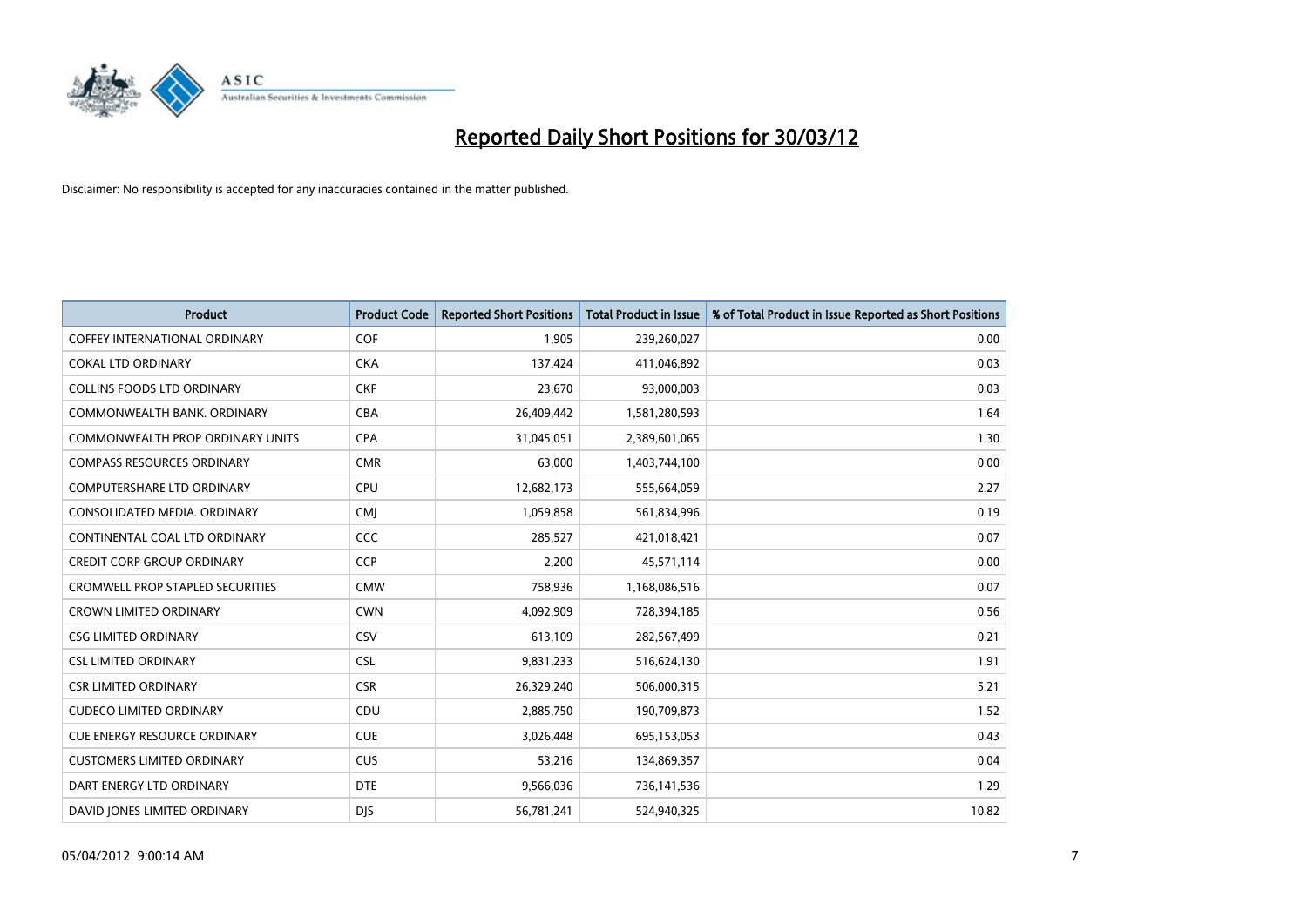# Reported Daily Short Positions for 30/03/12

Disclaimer: No responsibility is accepted for any inaccuracies contained in the matter published.

| Product | Product Code | Reported Short Positions | Total Product in Issue | % of Total Product in Issue Reported as Short Positions |
| --- | --- | --- | --- | --- |
| COFFEY INTERNATIONAL ORDINARY | COF | 1,905 | 239,260,027 | 0.00 |
| COKAL LTD ORDINARY | CKA | 137,424 | 411,046,892 | 0.03 |
| COLLINS FOODS LTD ORDINARY | CKF | 23,670 | 93,000,003 | 0.03 |
| COMMONWEALTH BANK. ORDINARY | CBA | 26,409,442 | 1,581,280,593 | 1.64 |
| COMMONWEALTH PROP ORDINARY UNITS | CPA | 31,045,051 | 2,389,601,065 | 1.30 |
| COMPASS RESOURCES ORDINARY | CMR | 63,000 | 1,403,744,100 | 0.00 |
| COMPUTERSHARE LTD ORDINARY | CPU | 12,682,173 | 555,664,059 | 2.27 |
| CONSOLIDATED MEDIA. ORDINARY | CMJ | 1,059,858 | 561,834,996 | 0.19 |
| CONTINENTAL COAL LTD ORDINARY | CCC | 285,527 | 421,018,421 | 0.07 |
| CREDIT CORP GROUP ORDINARY | CCP | 2,200 | 45,571,114 | 0.00 |
| CROMWELL PROP STAPLED SECURITIES | CMW | 758,936 | 1,168,086,516 | 0.07 |
| CROWN LIMITED ORDINARY | CWN | 4,092,909 | 728,394,185 | 0.56 |
| CSG LIMITED ORDINARY | CSV | 613,109 | 282,567,499 | 0.21 |
| CSL LIMITED ORDINARY | CSL | 9,831,233 | 516,624,130 | 1.91 |
| CSR LIMITED ORDINARY | CSR | 26,329,240 | 506,000,315 | 5.21 |
| CUDECO LIMITED ORDINARY | CDU | 2,885,750 | 190,709,873 | 1.52 |
| CUE ENERGY RESOURCE ORDINARY | CUE | 3,026,448 | 695,153,053 | 0.43 |
| CUSTOMERS LIMITED ORDINARY | CUS | 53,216 | 134,869,357 | 0.04 |
| DART ENERGY LTD ORDINARY | DTE | 9,566,036 | 736,141,536 | 1.29 |
| DAVID JONES LIMITED ORDINARY | DJS | 56,781,241 | 524,940,325 | 10.82 |

05/04/2012 9:00:14 AM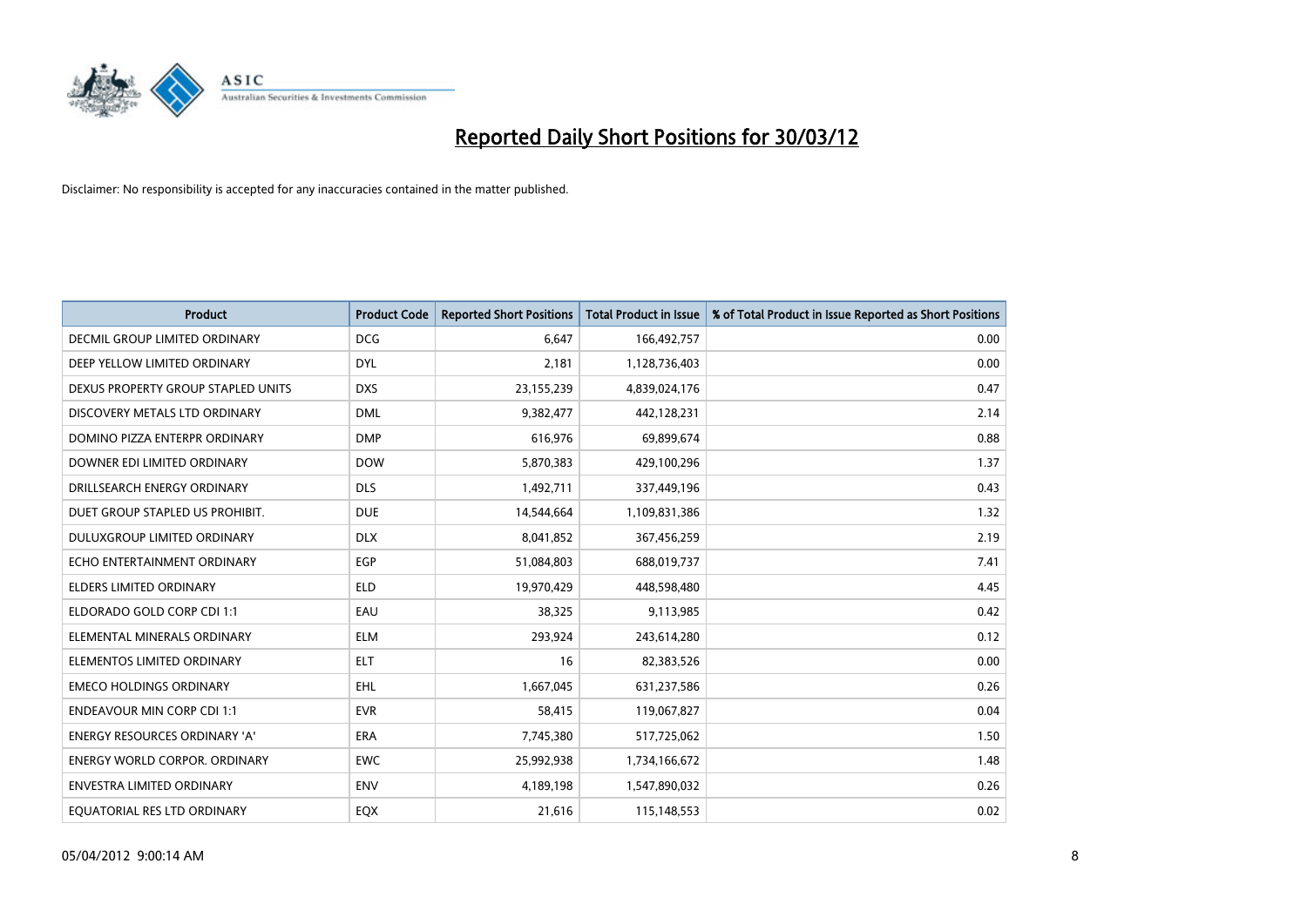# Reported Daily Short Positions for 30/03/12

Disclaimer: No responsibility is accepted for any inaccuracies contained in the matter published.

| Product | Product Code | Reported Short Positions | Total Product in Issue | % of Total Product in Issue Reported as Short Positions |
|---|---|---|---|---|
| DECMIL GROUP LIMITED ORDINARY | DCG | 6,647 | 166,492,757 | 0.00 |
| DEEP YELLOW LIMITED ORDINARY | DYL | 2,181 | 1,128,736,403 | 0.00 |
| DEXUS PROPERTY GROUP STAPLED UNITS | DXS | 23,155,239 | 4,839,024,176 | 0.47 |
| DISCOVERY METALS LTD ORDINARY | DML | 9,382,477 | 442,128,231 | 2.14 |
| DOMINO PIZZA ENTERPR ORDINARY | DMP | 616,976 | 69,899,674 | 0.88 |
| DOWNER EDI LIMITED ORDINARY | DOW | 5,870,383 | 429,100,296 | 1.37 |
| DRILLSEARCH ENERGY ORDINARY | DLS | 1,492,711 | 337,449,196 | 0.43 |
| DUET GROUP STAPLED US PROHIBIT. | DUE | 14,544,664 | 1,109,831,386 | 1.32 |
| DULUXGROUP LIMITED ORDINARY | DLX | 8,041,852 | 367,456,259 | 2.19 |
| ECHO ENTERTAINMENT ORDINARY | EGP | 51,084,803 | 688,019,737 | 7.41 |
| ELDERS LIMITED ORDINARY | ELD | 19,970,429 | 448,598,480 | 4.45 |
| ELDORADO GOLD CORP CDI 1:1 | EAU | 38,325 | 9,113,985 | 0.42 |
| ELEMENTAL MINERALS ORDINARY | ELM | 293,924 | 243,614,280 | 0.12 |
| ELEMENTOS LIMITED ORDINARY | ELT | 16 | 82,383,526 | 0.00 |
| EMECO HOLDINGS ORDINARY | EHL | 1,667,045 | 631,237,586 | 0.26 |
| ENDEAVOUR MIN CORP CDI 1:1 | EVR | 58,415 | 119,067,827 | 0.04 |
| ENERGY RESOURCES ORDINARY 'A' | ERA | 7,745,380 | 517,725,062 | 1.50 |
| ENERGY WORLD CORPOR. ORDINARY | EWC | 25,992,938 | 1,734,166,672 | 1.48 |
| ENVESTRA LIMITED ORDINARY | ENV | 4,189,198 | 1,547,890,032 | 0.26 |
| EQUATORIAL RES LTD ORDINARY | EQX | 21,616 | 115,148,553 | 0.02 |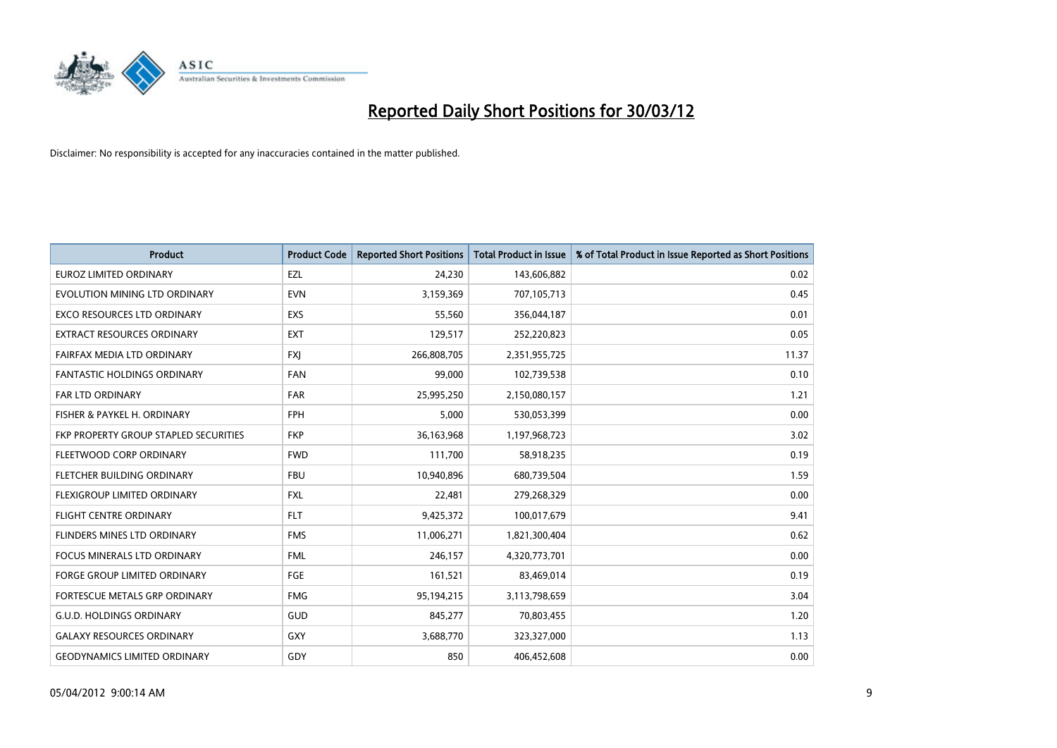# Reported Daily Short Positions for 30/03/12

Disclaimer: No responsibility is accepted for any inaccuracies contained in the matter published.

| Product | Product Code | Reported Short Positions | Total Product in Issue | % of Total Product in Issue Reported as Short Positions |
|---|---|---|---|---|
| EUROZ LIMITED ORDINARY | EZL | 24,230 | 143,606,882 | 0.02 |
| EVOLUTION MINING LTD ORDINARY | EVN | 3,159,369 | 707,105,713 | 0.45 |
| EXCO RESOURCES LTD ORDINARY | EXS | 55,560 | 356,044,187 | 0.01 |
| EXTRACT RESOURCES ORDINARY | EXT | 129,517 | 252,220,823 | 0.05 |
| FAIRFAX MEDIA LTD ORDINARY | FXJ | 266,808,705 | 2,351,955,725 | 11.37 |
| FANTASTIC HOLDINGS ORDINARY | FAN | 99,000 | 102,739,538 | 0.10 |
| FAR LTD ORDINARY | FAR | 25,995,250 | 2,150,080,157 | 1.21 |
| FISHER & PAYKEL H. ORDINARY | FPH | 5,000 | 530,053,399 | 0.00 |
| FKP PROPERTY GROUP STAPLED SECURITIES | FKP | 36,163,968 | 1,197,968,723 | 3.02 |
| FLEETWOOD CORP ORDINARY | FWD | 111,700 | 58,918,235 | 0.19 |
| FLETCHER BUILDING ORDINARY | FBU | 10,940,896 | 680,739,504 | 1.59 |
| FLEXIGROUP LIMITED ORDINARY | FXL | 22,481 | 279,268,329 | 0.00 |
| FLIGHT CENTRE ORDINARY | FLT | 9,425,372 | 100,017,679 | 9.41 |
| FLINDERS MINES LTD ORDINARY | FMS | 11,006,271 | 1,821,300,404 | 0.62 |
| FOCUS MINERALS LTD ORDINARY | FML | 246,157 | 4,320,773,701 | 0.00 |
| FORGE GROUP LIMITED ORDINARY | FGE | 161,521 | 83,469,014 | 0.19 |
| FORTESCUE METALS GRP ORDINARY | FMG | 95,194,215 | 3,113,798,659 | 3.04 |
| G.U.D. HOLDINGS ORDINARY | GUD | 845,277 | 70,803,455 | 1.20 |
| GALAXY RESOURCES ORDINARY | GXY | 3,688,770 | 323,327,000 | 1.13 |
| GEODYNAMICS LIMITED ORDINARY | GDY | 850 | 406,452,608 | 0.00 |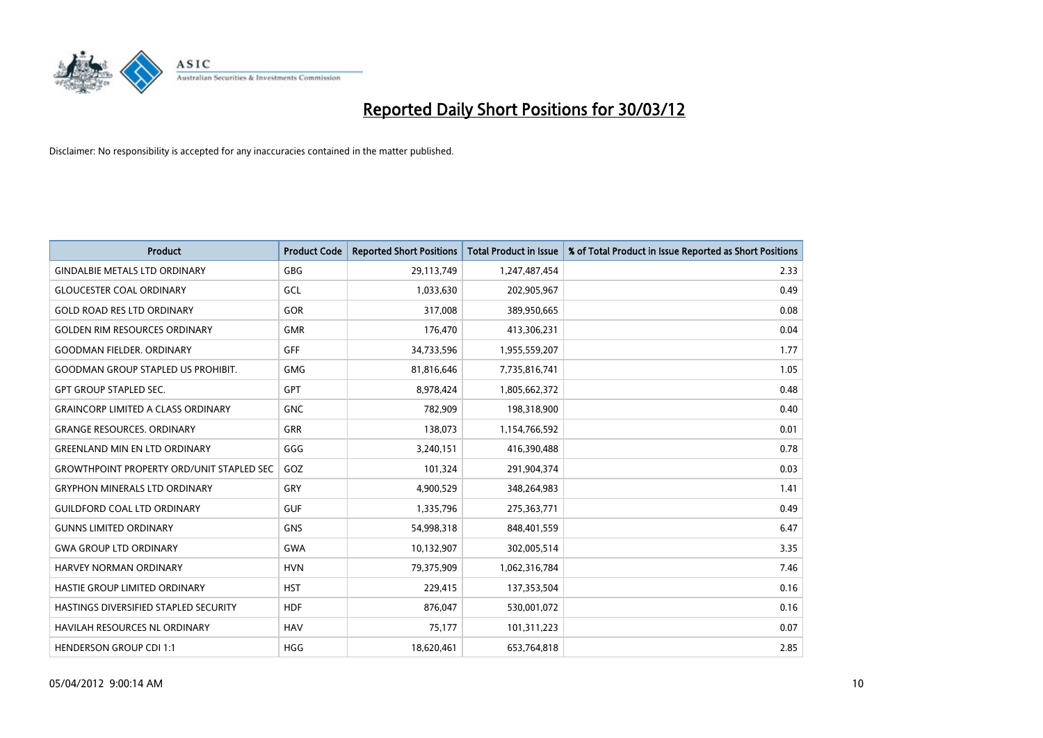# Reported Daily Short Positions for 30/03/12

Disclaimer: No responsibility is accepted for any inaccuracies contained in the matter published.

| Product | Product Code | Reported Short Positions | Total Product in Issue | % of Total Product in Issue Reported as Short Positions |
|---|---|---|---|---|
| GINDALBIE METALS LTD ORDINARY | GBG | 29,113,749 | 1,247,487,454 | 2.33 |
| GLOUCESTER COAL ORDINARY | GCL | 1,033,630 | 202,905,967 | 0.49 |
| GOLD ROAD RES LTD ORDINARY | GOR | 317,008 | 389,950,665 | 0.08 |
| GOLDEN RIM RESOURCES ORDINARY | GMR | 176,470 | 413,306,231 | 0.04 |
| GOODMAN FIELDER. ORDINARY | GFF | 34,733,596 | 1,955,559,207 | 1.77 |
| GOODMAN GROUP STAPLED US PROHIBIT. | GMG | 81,816,646 | 7,735,816,741 | 1.05 |
| GPT GROUP STAPLED SEC. | GPT | 8,978,424 | 1,805,662,372 | 0.48 |
| GRAINCORP LIMITED A CLASS ORDINARY | GNC | 782,909 | 198,318,900 | 0.40 |
| GRANGE RESOURCES. ORDINARY | GRR | 138,073 | 1,154,766,592 | 0.01 |
| GREENLAND MIN EN LTD ORDINARY | GGG | 3,240,151 | 416,390,488 | 0.78 |
| GROWTHPOINT PROPERTY ORD/UNIT STAPLED SEC | GOZ | 101,324 | 291,904,374 | 0.03 |
| GRYPHON MINERALS LTD ORDINARY | GRY | 4,900,529 | 348,264,983 | 1.41 |
| GUILDFORD COAL LTD ORDINARY | GUF | 1,335,796 | 275,363,771 | 0.49 |
| GUNNS LIMITED ORDINARY | GNS | 54,998,318 | 848,401,559 | 6.47 |
| GWA GROUP LTD ORDINARY | GWA | 10,132,907 | 302,005,514 | 3.35 |
| HARVEY NORMAN ORDINARY | HVN | 79,375,909 | 1,062,316,784 | 7.46 |
| HASTIE GROUP LIMITED ORDINARY | HST | 229,415 | 137,353,504 | 0.16 |
| HASTINGS DIVERSIFIED STAPLED SECURITY | HDF | 876,047 | 530,001,072 | 0.16 |
| HAVILAH RESOURCES NL ORDINARY | HAV | 75,177 | 101,311,223 | 0.07 |
| HENDERSON GROUP CDI 1:1 | HGG | 18,620,461 | 653,764,818 | 2.85 |

05/04/2012 9:00:14 AM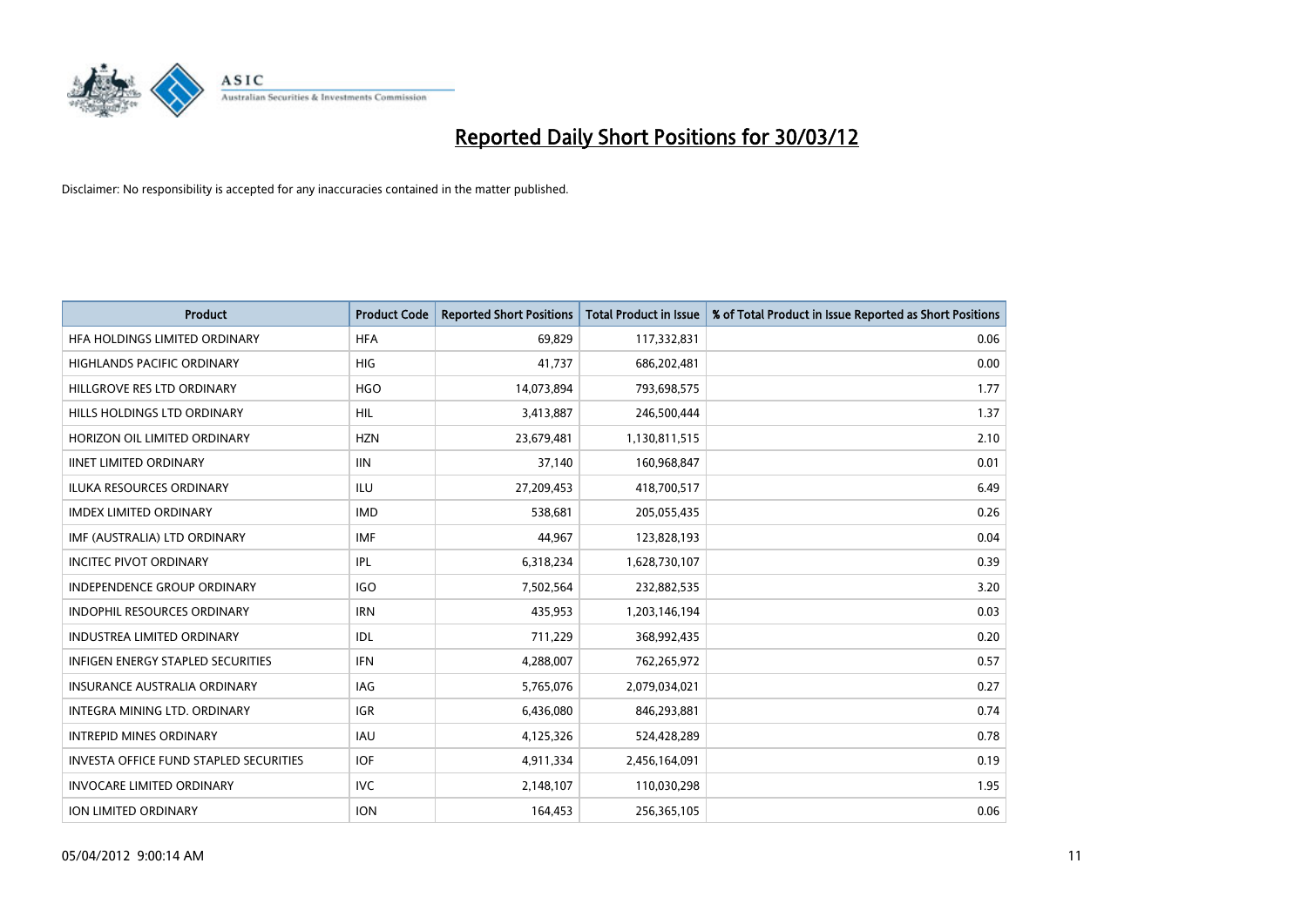# Reported Daily Short Positions for 30/03/12

Disclaimer: No responsibility is accepted for any inaccuracies contained in the matter published.

| Product | Product Code | Reported Short Positions | Total Product in Issue | % of Total Product in Issue Reported as Short Positions |
| --- | --- | --- | --- | --- |
| HFA HOLDINGS LIMITED ORDINARY | HFA | 69,829 | 117,332,831 | 0.06 |
| HIGHLANDS PACIFIC ORDINARY | HIG | 41,737 | 686,202,481 | 0.00 |
| HILLGROVE RES LTD ORDINARY | HGO | 14,073,894 | 793,698,575 | 1.77 |
| HILLS HOLDINGS LTD ORDINARY | HIL | 3,413,887 | 246,500,444 | 1.37 |
| HORIZON OIL LIMITED ORDINARY | HZN | 23,679,481 | 1,130,811,515 | 2.10 |
| IINET LIMITED ORDINARY | IIN | 37,140 | 160,968,847 | 0.01 |
| ILUKA RESOURCES ORDINARY | ILU | 27,209,453 | 418,700,517 | 6.49 |
| IMDEX LIMITED ORDINARY | IMD | 538,681 | 205,055,435 | 0.26 |
| IMF (AUSTRALIA) LTD ORDINARY | IMF | 44,967 | 123,828,193 | 0.04 |
| INCITEC PIVOT ORDINARY | IPL | 6,318,234 | 1,628,730,107 | 0.39 |
| INDEPENDENCE GROUP ORDINARY | IGO | 7,502,564 | 232,882,535 | 3.20 |
| INDOPHIL RESOURCES ORDINARY | IRN | 435,953 | 1,203,146,194 | 0.03 |
| INDUSTREA LIMITED ORDINARY | IDL | 711,229 | 368,992,435 | 0.20 |
| INFIGEN ENERGY STAPLED SECURITIES | IFN | 4,288,007 | 762,265,972 | 0.57 |
| INSURANCE AUSTRALIA ORDINARY | IAG | 5,765,076 | 2,079,034,021 | 0.27 |
| INTEGRA MINING LTD. ORDINARY | IGR | 6,436,080 | 846,293,881 | 0.74 |
| INTREPID MINES ORDINARY | IAU | 4,125,326 | 524,428,289 | 0.78 |
| INVESTA OFFICE FUND STAPLED SECURITIES | IOF | 4,911,334 | 2,456,164,091 | 0.19 |
| INVOCARE LIMITED ORDINARY | IVC | 2,148,107 | 110,030,298 | 1.95 |
| ION LIMITED ORDINARY | ION | 164,453 | 256,365,105 | 0.06 |

05/04/2012 9:00:14 AM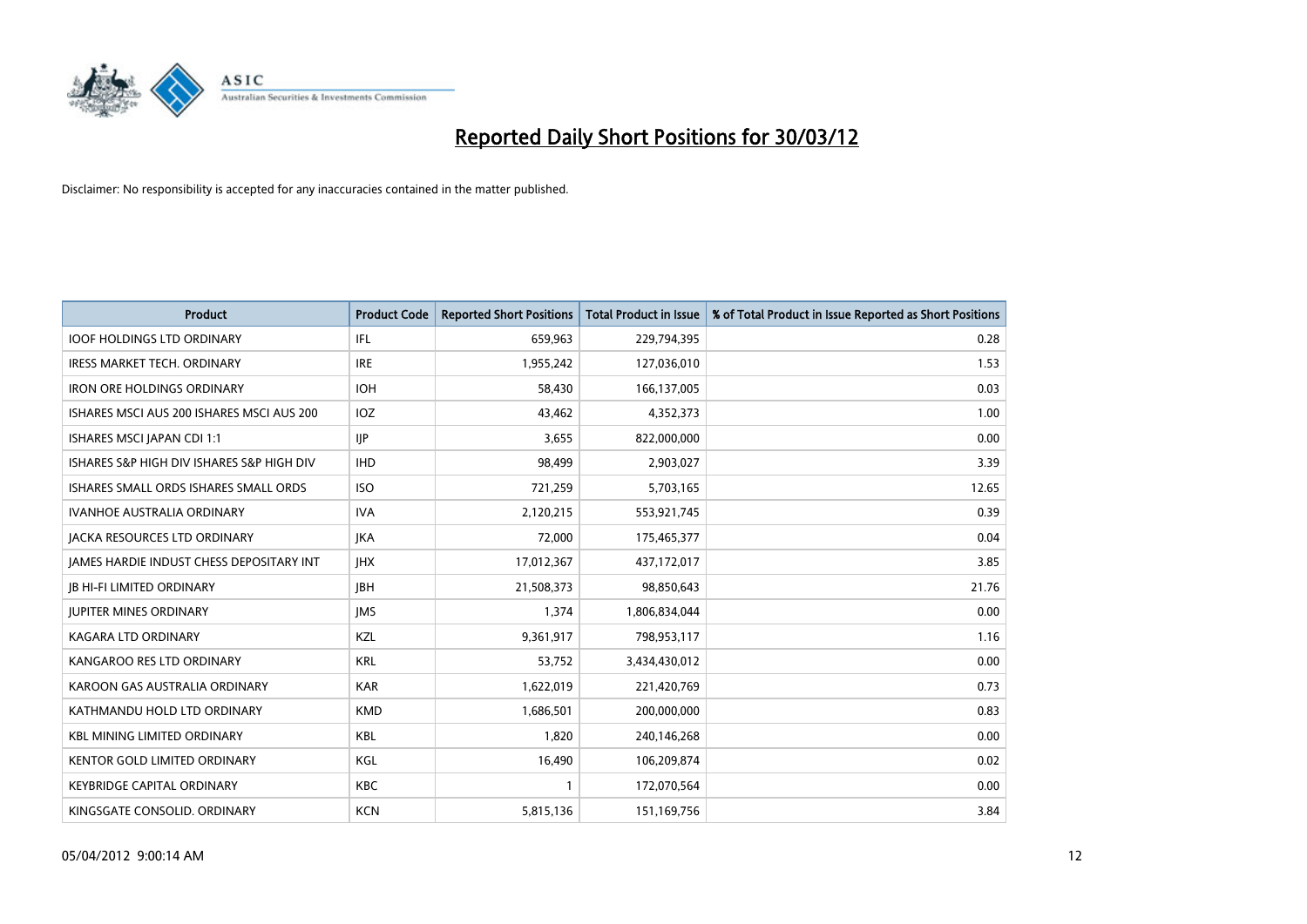# Reported Daily Short Positions for 30/03/12

Disclaimer: No responsibility is accepted for any inaccuracies contained in the matter published.

| Product | Product Code | Reported Short Positions | Total Product in Issue | % of Total Product in Issue Reported as Short Positions |
|---|---|---|---|---|
| IOOF HOLDINGS LTD ORDINARY | IFL | 659,963 | 229,794,395 | 0.28 |
| IRESS MARKET TECH. ORDINARY | IRE | 1,955,242 | 127,036,010 | 1.53 |
| IRON ORE HOLDINGS ORDINARY | IOH | 58,430 | 166,137,005 | 0.03 |
| ISHARES MSCI AUS 200 ISHARES MSCI AUS 200 | IOZ | 43,462 | 4,352,373 | 1.00 |
| ISHARES MSCI JAPAN CDI 1:1 | IJP | 3,655 | 822,000,000 | 0.00 |
| ISHARES S&P HIGH DIV ISHARES S&P HIGH DIV | IHD | 98,499 | 2,903,027 | 3.39 |
| ISHARES SMALL ORDS ISHARES SMALL ORDS | ISO | 721,259 | 5,703,165 | 12.65 |
| IVANHOE AUSTRALIA ORDINARY | IVA | 2,120,215 | 553,921,745 | 0.39 |
| JACKA RESOURCES LTD ORDINARY | JKA | 72,000 | 175,465,377 | 0.04 |
| JAMES HARDIE INDUST CHESS DEPOSITARY INT | JHX | 17,012,367 | 437,172,017 | 3.85 |
| JB HI-FI LIMITED ORDINARY | JBH | 21,508,373 | 98,850,643 | 21.76 |
| JUPITER MINES ORDINARY | JMS | 1,374 | 1,806,834,044 | 0.00 |
| KAGARA LTD ORDINARY | KZL | 9,361,917 | 798,953,117 | 1.16 |
| KANGAROO RES LTD ORDINARY | KRL | 53,752 | 3,434,430,012 | 0.00 |
| KAROON GAS AUSTRALIA ORDINARY | KAR | 1,622,019 | 221,420,769 | 0.73 |
| KATHMANDU HOLD LTD ORDINARY | KMD | 1,686,501 | 200,000,000 | 0.83 |
| KBL MINING LIMITED ORDINARY | KBL | 1,820 | 240,146,268 | 0.00 |
| KENTOR GOLD LIMITED ORDINARY | KGL | 16,490 | 106,209,874 | 0.02 |
| KEYBRIDGE CAPITAL ORDINARY | KBC | 1 | 172,070,564 | 0.00 |
| KINGSGATE CONSOLID. ORDINARY | KCN | 5,815,136 | 151,169,756 | 3.84 |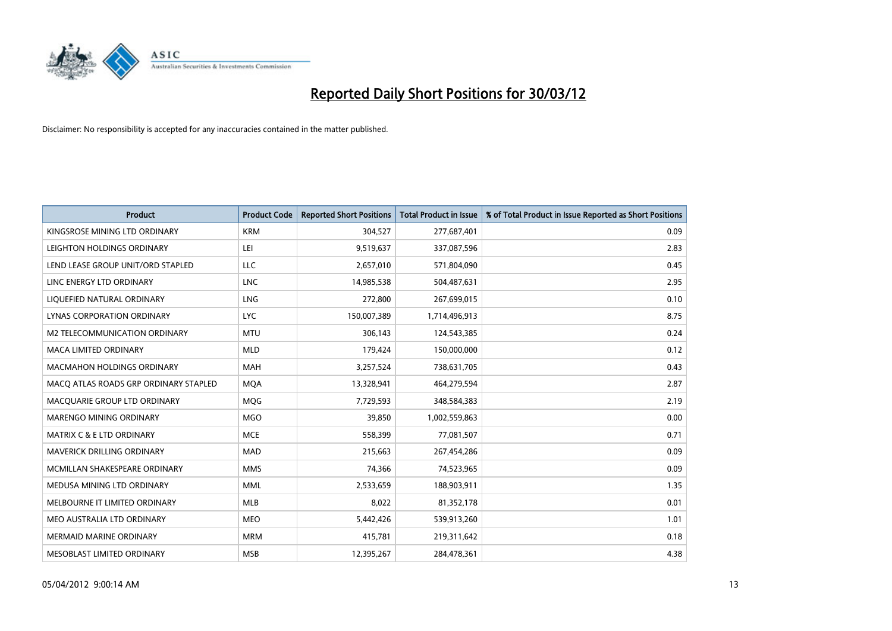# Reported Daily Short Positions for 30/03/12

Disclaimer: No responsibility is accepted for any inaccuracies contained in the matter published.

| Product | Product Code | Reported Short Positions | Total Product in Issue | % of Total Product in Issue Reported as Short Positions |
|---|---|---|---|---|
| KINGSROSE MINING LTD ORDINARY | KRM | 304,527 | 277,687,401 | 0.09 |
| LEIGHTON HOLDINGS ORDINARY | LEI | 9,519,637 | 337,087,596 | 2.83 |
| LEND LEASE GROUP UNIT/ORD STAPLED | LLC | 2,657,010 | 571,804,090 | 0.45 |
| LINC ENERGY LTD ORDINARY | LNC | 14,985,538 | 504,487,631 | 2.95 |
| LIQUEFIED NATURAL ORDINARY | LNG | 272,800 | 267,699,015 | 0.10 |
| LYNAS CORPORATION ORDINARY | LYC | 150,007,389 | 1,714,496,913 | 8.75 |
| M2 TELECOMMUNICATION ORDINARY | MTU | 306,143 | 124,543,385 | 0.24 |
| MACA LIMITED ORDINARY | MLD | 179,424 | 150,000,000 | 0.12 |
| MACMAHON HOLDINGS ORDINARY | MAH | 3,257,524 | 738,631,705 | 0.43 |
| MACQ ATLAS ROADS GRP ORDINARY STAPLED | MQA | 13,328,941 | 464,279,594 | 2.87 |
| MACQUARIE GROUP LTD ORDINARY | MQG | 7,729,593 | 348,584,383 | 2.19 |
| MARENGO MINING ORDINARY | MGO | 39,850 | 1,002,559,863 | 0.00 |
| MATRIX C & E LTD ORDINARY | MCE | 558,399 | 77,081,507 | 0.71 |
| MAVERICK DRILLING ORDINARY | MAD | 215,663 | 267,454,286 | 0.09 |
| MCMILLAN SHAKESPEARE ORDINARY | MMS | 74,366 | 74,523,965 | 0.09 |
| MEDUSA MINING LTD ORDINARY | MML | 2,533,659 | 188,903,911 | 1.35 |
| MELBOURNE IT LIMITED ORDINARY | MLB | 8,022 | 81,352,178 | 0.01 |
| MEO AUSTRALIA LTD ORDINARY | MEO | 5,442,426 | 539,913,260 | 1.01 |
| MERMAID MARINE ORDINARY | MRM | 415,781 | 219,311,642 | 0.18 |
| MESOBLAST LIMITED ORDINARY | MSB | 12,395,267 | 284,478,361 | 4.38 |

05/04/2012 9:00:14 AM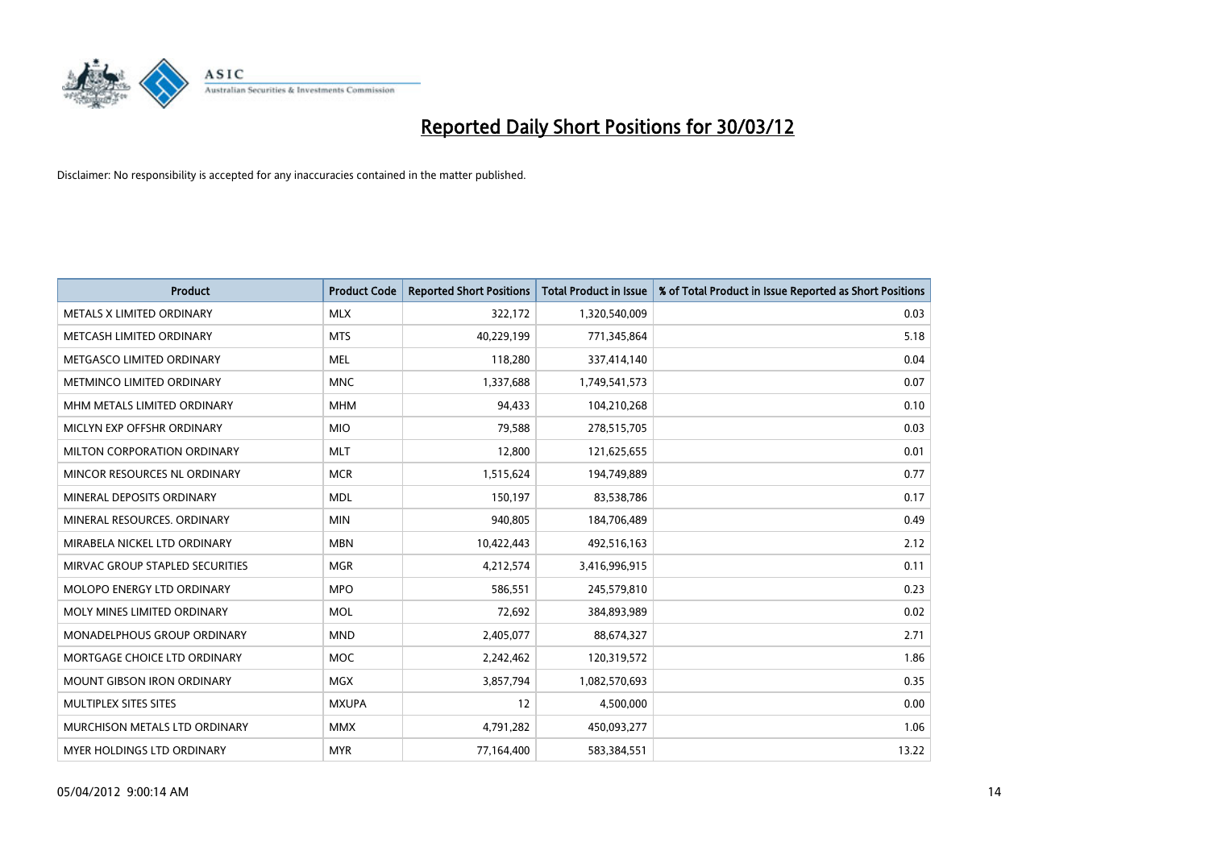# Reported Daily Short Positions for 30/03/12

Disclaimer: No responsibility is accepted for any inaccuracies contained in the matter published.

| Product | Product Code | Reported Short Positions | Total Product in Issue | % of Total Product in Issue Reported as Short Positions |
|---|---|---|---|---|
| METALS X LIMITED ORDINARY | MLX | 322,172 | 1,320,540,009 | 0.03 |
| METCASH LIMITED ORDINARY | MTS | 40,229,199 | 771,345,864 | 5.18 |
| METGASCO LIMITED ORDINARY | MEL | 118,280 | 337,414,140 | 0.04 |
| METMINCO LIMITED ORDINARY | MNC | 1,337,688 | 1,749,541,573 | 0.07 |
| MHM METALS LIMITED ORDINARY | MHM | 94,433 | 104,210,268 | 0.10 |
| MICLYN EXP OFFSHR ORDINARY | MIO | 79,588 | 278,515,705 | 0.03 |
| MILTON CORPORATION ORDINARY | MLT | 12,800 | 121,625,655 | 0.01 |
| MINCOR RESOURCES NL ORDINARY | MCR | 1,515,624 | 194,749,889 | 0.77 |
| MINERAL DEPOSITS ORDINARY | MDL | 150,197 | 83,538,786 | 0.17 |
| MINERAL RESOURCES. ORDINARY | MIN | 940,805 | 184,706,489 | 0.49 |
| MIRABELA NICKEL LTD ORDINARY | MBN | 10,422,443 | 492,516,163 | 2.12 |
| MIRVAC GROUP STAPLED SECURITIES | MGR | 4,212,574 | 3,416,996,915 | 0.11 |
| MOLOPO ENERGY LTD ORDINARY | MPO | 586,551 | 245,579,810 | 0.23 |
| MOLY MINES LIMITED ORDINARY | MOL | 72,692 | 384,893,989 | 0.02 |
| MONADELPHOUS GROUP ORDINARY | MND | 2,405,077 | 88,674,327 | 2.71 |
| MORTGAGE CHOICE LTD ORDINARY | MOC | 2,242,462 | 120,319,572 | 1.86 |
| MOUNT GIBSON IRON ORDINARY | MGX | 3,857,794 | 1,082,570,693 | 0.35 |
| MULTIPLEX SITES SITES | MXUPA | 12 | 4,500,000 | 0.00 |
| MURCHISON METALS LTD ORDINARY | MMX | 4,791,282 | 450,093,277 | 1.06 |
| MYER HOLDINGS LTD ORDINARY | MYR | 77,164,400 | 583,384,551 | 13.22 |

05/04/2012 9:00:14 AM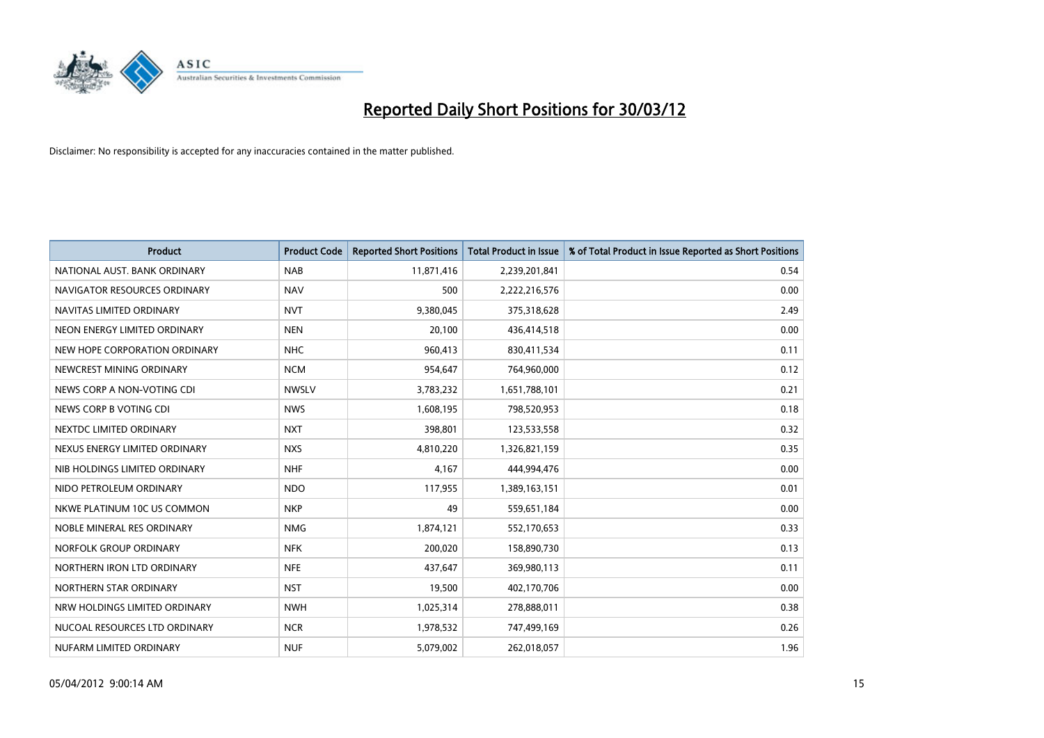# Reported Daily Short Positions for 30/03/12

Disclaimer: No responsibility is accepted for any inaccuracies contained in the matter published.

| Product | Product Code | Reported Short Positions | Total Product in Issue | % of Total Product in Issue Reported as Short Positions |
|---|---|---|---|---|
| NATIONAL AUST. BANK ORDINARY | NAB | 11,871,416 | 2,239,201,841 | 0.54 |
| NAVIGATOR RESOURCES ORDINARY | NAV | 500 | 2,222,216,576 | 0.00 |
| NAVITAS LIMITED ORDINARY | NVT | 9,380,045 | 375,318,628 | 2.49 |
| NEON ENERGY LIMITED ORDINARY | NEN | 20,100 | 436,414,518 | 0.00 |
| NEW HOPE CORPORATION ORDINARY | NHC | 960,413 | 830,411,534 | 0.11 |
| NEWCREST MINING ORDINARY | NCM | 954,647 | 764,960,000 | 0.12 |
| NEWS CORP A NON-VOTING CDI | NWSLV | 3,783,232 | 1,651,788,101 | 0.21 |
| NEWS CORP B VOTING CDI | NWS | 1,608,195 | 798,520,953 | 0.18 |
| NEXTDC LIMITED ORDINARY | NXT | 398,801 | 123,533,558 | 0.32 |
| NEXUS ENERGY LIMITED ORDINARY | NXS | 4,810,220 | 1,326,821,159 | 0.35 |
| NIB HOLDINGS LIMITED ORDINARY | NHF | 4,167 | 444,994,476 | 0.00 |
| NIDO PETROLEUM ORDINARY | NDO | 117,955 | 1,389,163,151 | 0.01 |
| NKWE PLATINUM 10C US COMMON | NKP | 49 | 559,651,184 | 0.00 |
| NOBLE MINERAL RES ORDINARY | NMG | 1,874,121 | 552,170,653 | 0.33 |
| NORFOLK GROUP ORDINARY | NFK | 200,020 | 158,890,730 | 0.13 |
| NORTHERN IRON LTD ORDINARY | NFE | 437,647 | 369,980,113 | 0.11 |
| NORTHERN STAR ORDINARY | NST | 19,500 | 402,170,706 | 0.00 |
| NRW HOLDINGS LIMITED ORDINARY | NWH | 1,025,314 | 278,888,011 | 0.38 |
| NUCOAL RESOURCES LTD ORDINARY | NCR | 1,978,532 | 747,499,169 | 0.26 |
| NUFARM LIMITED ORDINARY | NUF | 5,079,002 | 262,018,057 | 1.96 |

05/04/2012 9:00:14 AM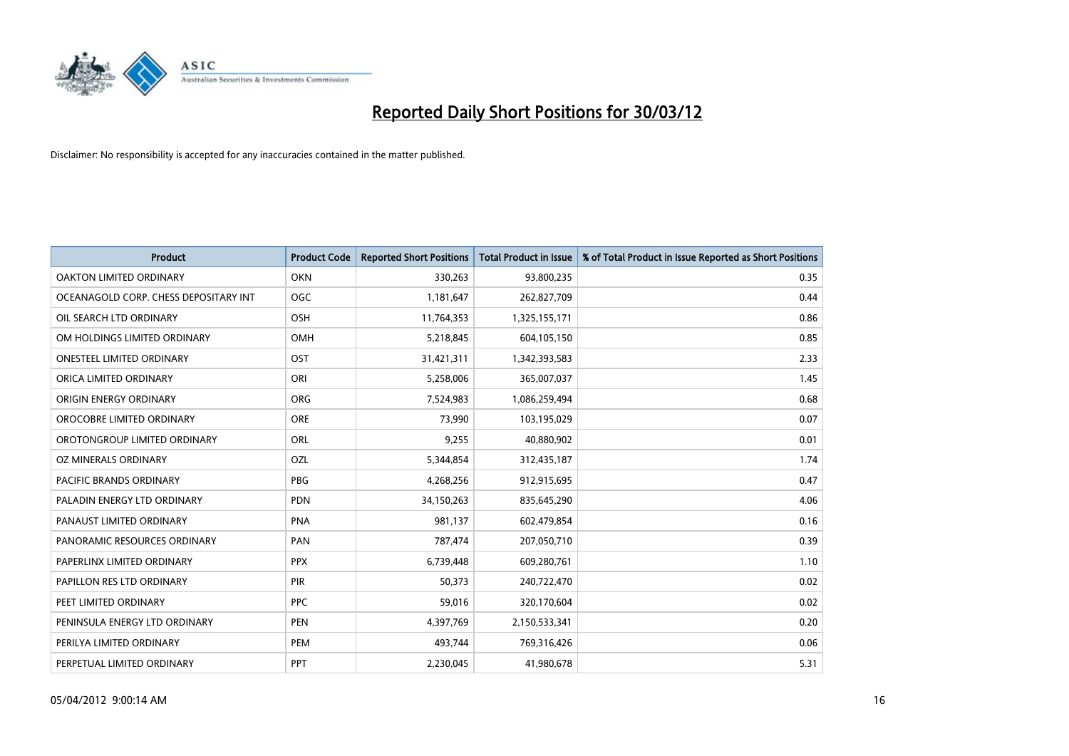# Reported Daily Short Positions for 30/03/12

Disclaimer: No responsibility is accepted for any inaccuracies contained in the matter published.

| Product | Product Code | Reported Short Positions | Total Product in Issue | % of Total Product in Issue Reported as Short Positions |
|---|---|---|---|---|
| OAKTON LIMITED ORDINARY | OKN | 330,263 | 93,800,235 | 0.35 |
| OCEANAGOLD CORP. CHESS DEPOSITARY INT | OGC | 1,181,647 | 262,827,709 | 0.44 |
| OIL SEARCH LTD ORDINARY | OSH | 11,764,353 | 1,325,155,171 | 0.86 |
| OM HOLDINGS LIMITED ORDINARY | OMH | 5,218,845 | 604,105,150 | 0.85 |
| ONESTEEL LIMITED ORDINARY | OST | 31,421,311 | 1,342,393,583 | 2.33 |
| ORICA LIMITED ORDINARY | ORI | 5,258,006 | 365,007,037 | 1.45 |
| ORIGIN ENERGY ORDINARY | ORG | 7,524,983 | 1,086,259,494 | 0.68 |
| OROCOBRE LIMITED ORDINARY | ORE | 73,990 | 103,195,029 | 0.07 |
| OROTONGROUP LIMITED ORDINARY | ORL | 9,255 | 40,880,902 | 0.01 |
| OZ MINERALS ORDINARY | OZL | 5,344,854 | 312,435,187 | 1.74 |
| PACIFIC BRANDS ORDINARY | PBG | 4,268,256 | 912,915,695 | 0.47 |
| PALADIN ENERGY LTD ORDINARY | PDN | 34,150,263 | 835,645,290 | 4.06 |
| PANAUST LIMITED ORDINARY | PNA | 981,137 | 602,479,854 | 0.16 |
| PANORAMIC RESOURCES ORDINARY | PAN | 787,474 | 207,050,710 | 0.39 |
| PAPERLINX LIMITED ORDINARY | PPX | 6,739,448 | 609,280,761 | 1.10 |
| PAPILLON RES LTD ORDINARY | PIR | 50,373 | 240,722,470 | 0.02 |
| PEET LIMITED ORDINARY | PPC | 59,016 | 320,170,604 | 0.02 |
| PENINSULA ENERGY LTD ORDINARY | PEN | 4,397,769 | 2,150,533,341 | 0.20 |
| PERILYA LIMITED ORDINARY | PEM | 493,744 | 769,316,426 | 0.06 |
| PERPETUAL LIMITED ORDINARY | PPT | 2,230,045 | 41,980,678 | 5.31 |

05/04/2012 9:00:14 AM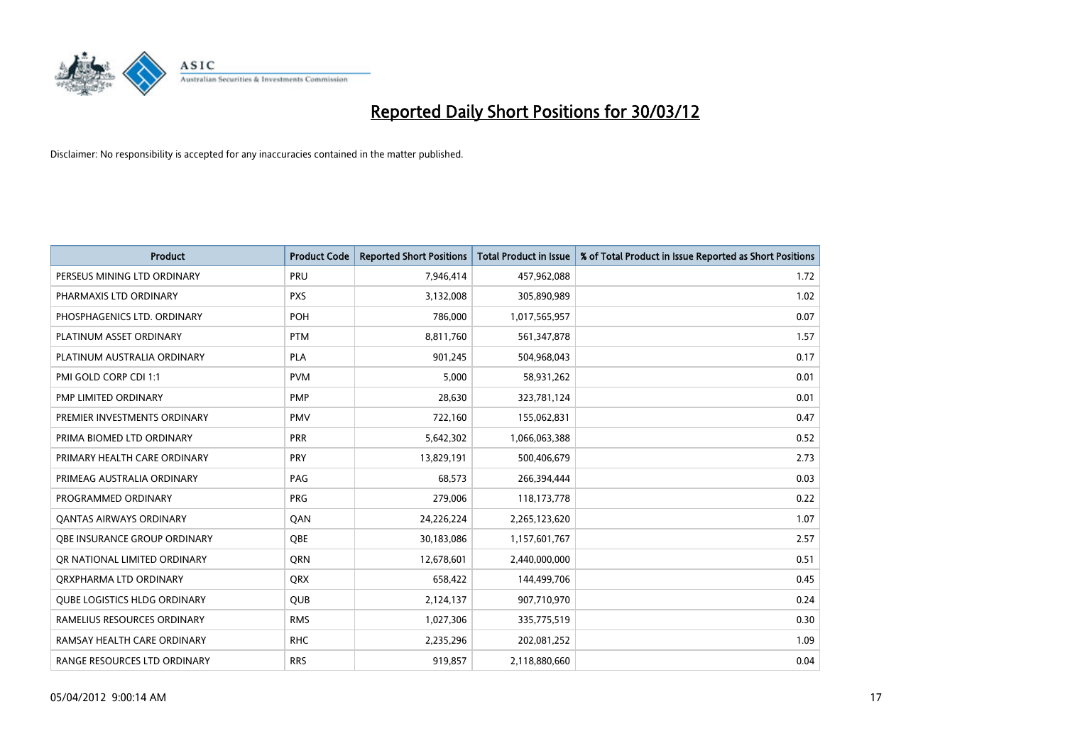# Reported Daily Short Positions for 30/03/12

Disclaimer: No responsibility is accepted for any inaccuracies contained in the matter published.

| Product | Product Code | Reported Short Positions | Total Product in Issue | % of Total Product in Issue Reported as Short Positions |
|---|---|---|---|---|
| PERSEUS MINING LTD ORDINARY | PRU | 7,946,414 | 457,962,088 | 1.72 |
| PHARMAXIS LTD ORDINARY | PXS | 3,132,008 | 305,890,989 | 1.02 |
| PHOSPHAGENICS LTD. ORDINARY | POH | 786,000 | 1,017,565,957 | 0.07 |
| PLATINUM ASSET ORDINARY | PTM | 8,811,760 | 561,347,878 | 1.57 |
| PLATINUM AUSTRALIA ORDINARY | PLA | 901,245 | 504,968,043 | 0.17 |
| PMI GOLD CORP CDI 1:1 | PVM | 5,000 | 58,931,262 | 0.01 |
| PMP LIMITED ORDINARY | PMP | 28,630 | 323,781,124 | 0.01 |
| PREMIER INVESTMENTS ORDINARY | PMV | 722,160 | 155,062,831 | 0.47 |
| PRIMA BIOMED LTD ORDINARY | PRR | 5,642,302 | 1,066,063,388 | 0.52 |
| PRIMARY HEALTH CARE ORDINARY | PRY | 13,829,191 | 500,406,679 | 2.73 |
| PRIMEAG AUSTRALIA ORDINARY | PAG | 68,573 | 266,394,444 | 0.03 |
| PROGRAMMED ORDINARY | PRG | 279,006 | 118,173,778 | 0.22 |
| QANTAS AIRWAYS ORDINARY | QAN | 24,226,224 | 2,265,123,620 | 1.07 |
| QBE INSURANCE GROUP ORDINARY | QBE | 30,183,086 | 1,157,601,767 | 2.57 |
| QR NATIONAL LIMITED ORDINARY | QRN | 12,678,601 | 2,440,000,000 | 0.51 |
| QRXPHARMA LTD ORDINARY | QRX | 658,422 | 144,499,706 | 0.45 |
| QUBE LOGISTICS HLDG ORDINARY | QUB | 2,124,137 | 907,710,970 | 0.24 |
| RAMELIUS RESOURCES ORDINARY | RMS | 1,027,306 | 335,775,519 | 0.30 |
| RAMSAY HEALTH CARE ORDINARY | RHC | 2,235,296 | 202,081,252 | 1.09 |
| RANGE RESOURCES LTD ORDINARY | RRS | 919,857 | 2,118,880,660 | 0.04 |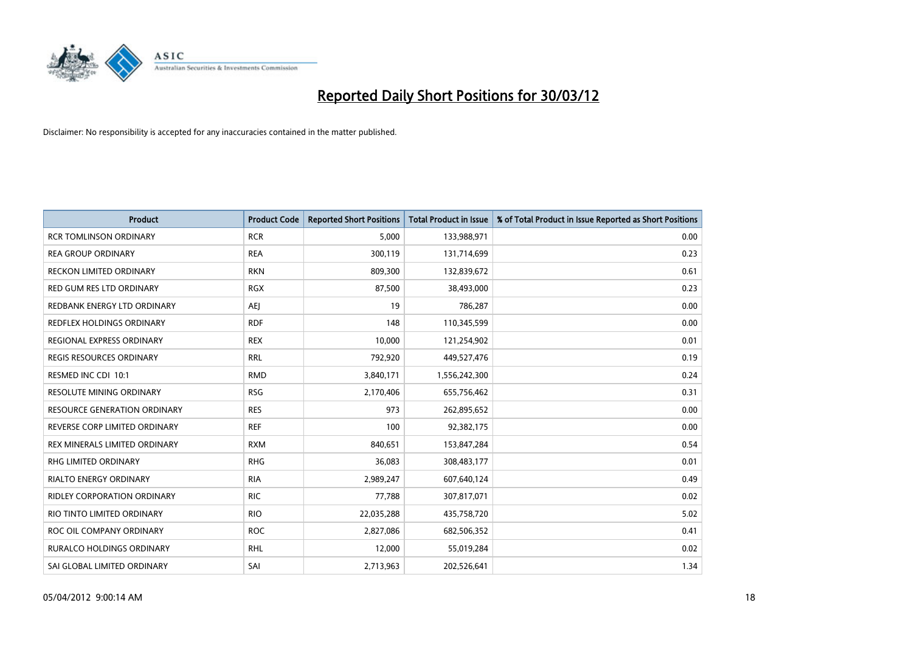# Reported Daily Short Positions for 30/03/12

Disclaimer: No responsibility is accepted for any inaccuracies contained in the matter published.

| Product | Product Code | Reported Short Positions | Total Product in Issue | % of Total Product in Issue Reported as Short Positions |
|---|---|---|---|---|
| RCR TOMLINSON ORDINARY | RCR | 5,000 | 133,988,971 | 0.00 |
| REA GROUP ORDINARY | REA | 300,119 | 131,714,699 | 0.23 |
| RECKON LIMITED ORDINARY | RKN | 809,300 | 132,839,672 | 0.61 |
| RED GUM RES LTD ORDINARY | RGX | 87,500 | 38,493,000 | 0.23 |
| REDBANK ENERGY LTD ORDINARY | AEJ | 19 | 786,287 | 0.00 |
| REDFLEX HOLDINGS ORDINARY | RDF | 148 | 110,345,599 | 0.00 |
| REGIONAL EXPRESS ORDINARY | REX | 10,000 | 121,254,902 | 0.01 |
| REGIS RESOURCES ORDINARY | RRL | 792,920 | 449,527,476 | 0.19 |
| RESMED INC CDI 10:1 | RMD | 3,840,171 | 1,556,242,300 | 0.24 |
| RESOLUTE MINING ORDINARY | RSG | 2,170,406 | 655,756,462 | 0.31 |
| RESOURCE GENERATION ORDINARY | RES | 973 | 262,895,652 | 0.00 |
| REVERSE CORP LIMITED ORDINARY | REF | 100 | 92,382,175 | 0.00 |
| REX MINERALS LIMITED ORDINARY | RXM | 840,651 | 153,847,284 | 0.54 |
| RHG LIMITED ORDINARY | RHG | 36,083 | 308,483,177 | 0.01 |
| RIALTO ENERGY ORDINARY | RIA | 2,989,247 | 607,640,124 | 0.49 |
| RIDLEY CORPORATION ORDINARY | RIC | 77,788 | 307,817,071 | 0.02 |
| RIO TINTO LIMITED ORDINARY | RIO | 22,035,288 | 435,758,720 | 5.02 |
| ROC OIL COMPANY ORDINARY | ROC | 2,827,086 | 682,506,352 | 0.41 |
| RURALCO HOLDINGS ORDINARY | RHL | 12,000 | 55,019,284 | 0.02 |
| SAI GLOBAL LIMITED ORDINARY | SAI | 2,713,963 | 202,526,641 | 1.34 |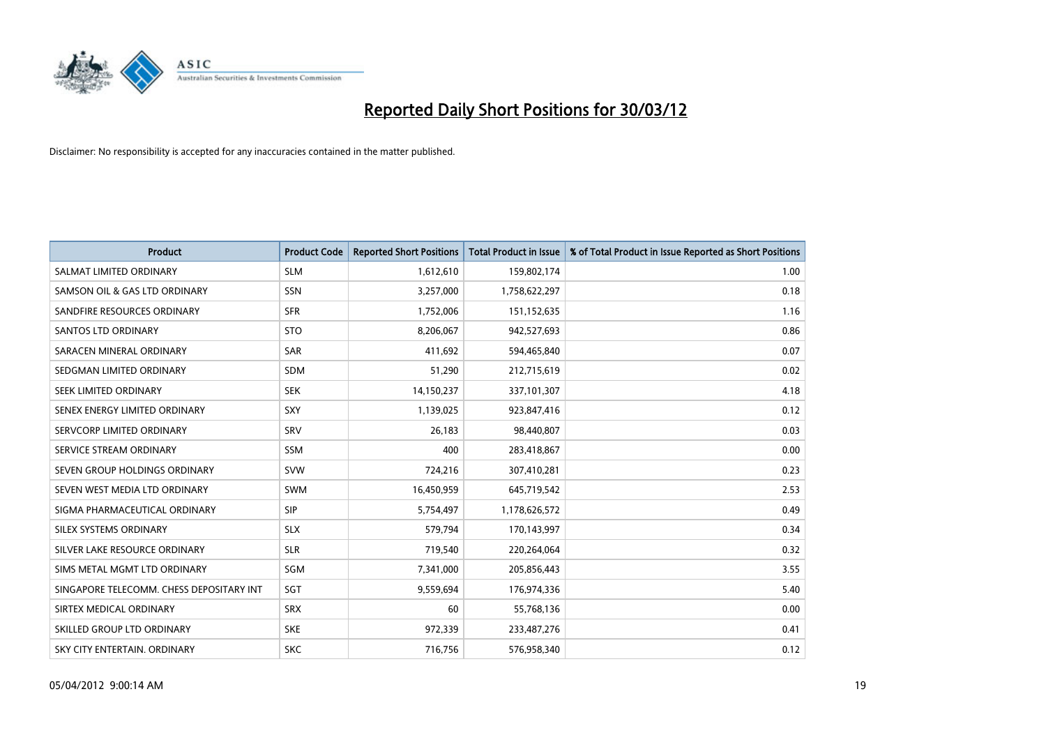# Reported Daily Short Positions for 30/03/12

Disclaimer: No responsibility is accepted for any inaccuracies contained in the matter published.

| Product | Product Code | Reported Short Positions | Total Product in Issue | % of Total Product in Issue Reported as Short Positions |
|---|---|---|---|---|
| SALMAT LIMITED ORDINARY | SLM | 1,612,610 | 159,802,174 | 1.00 |
| SAMSON OIL & GAS LTD ORDINARY | SSN | 3,257,000 | 1,758,622,297 | 0.18 |
| SANDFIRE RESOURCES ORDINARY | SFR | 1,752,006 | 151,152,635 | 1.16 |
| SANTOS LTD ORDINARY | STO | 8,206,067 | 942,527,693 | 0.86 |
| SARACEN MINERAL ORDINARY | SAR | 411,692 | 594,465,840 | 0.07 |
| SEDGMAN LIMITED ORDINARY | SDM | 51,290 | 212,715,619 | 0.02 |
| SEEK LIMITED ORDINARY | SEK | 14,150,237 | 337,101,307 | 4.18 |
| SENEX ENERGY LIMITED ORDINARY | SXY | 1,139,025 | 923,847,416 | 0.12 |
| SERVCORP LIMITED ORDINARY | SRV | 26,183 | 98,440,807 | 0.03 |
| SERVICE STREAM ORDINARY | SSM | 400 | 283,418,867 | 0.00 |
| SEVEN GROUP HOLDINGS ORDINARY | SVW | 724,216 | 307,410,281 | 0.23 |
| SEVEN WEST MEDIA LTD ORDINARY | SWM | 16,450,959 | 645,719,542 | 2.53 |
| SIGMA PHARMACEUTICAL ORDINARY | SIP | 5,754,497 | 1,178,626,572 | 0.49 |
| SILEX SYSTEMS ORDINARY | SLX | 579,794 | 170,143,997 | 0.34 |
| SILVER LAKE RESOURCE ORDINARY | SLR | 719,540 | 220,264,064 | 0.32 |
| SIMS METAL MGMT LTD ORDINARY | SGM | 7,341,000 | 205,856,443 | 3.55 |
| SINGAPORE TELECOMM. CHESS DEPOSITARY INT | SGT | 9,559,694 | 176,974,336 | 5.40 |
| SIRTEX MEDICAL ORDINARY | SRX | 60 | 55,768,136 | 0.00 |
| SKILLED GROUP LTD ORDINARY | SKE | 972,339 | 233,487,276 | 0.41 |
| SKY CITY ENTERTAIN. ORDINARY | SKC | 716,756 | 576,958,340 | 0.12 |

05/04/2012 9:00:14 AM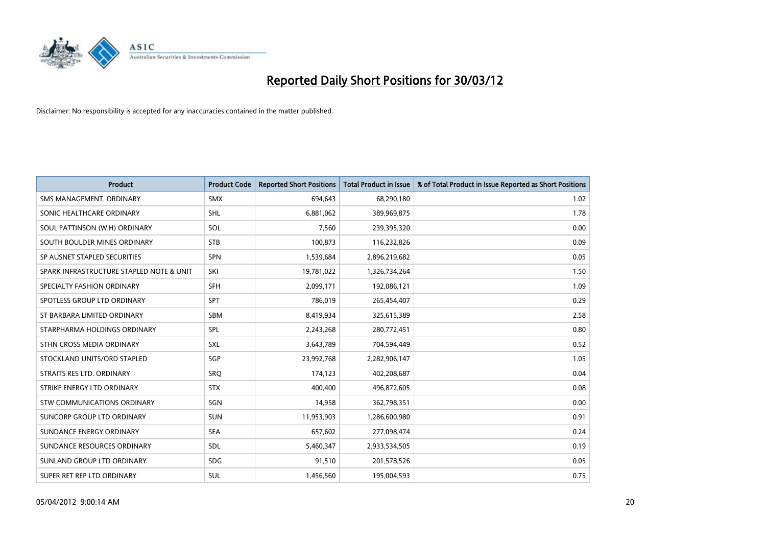# Reported Daily Short Positions for 30/03/12

Disclaimer: No responsibility is accepted for any inaccuracies contained in the matter published.

| Product | Product Code | Reported Short Positions | Total Product in Issue | % of Total Product in Issue Reported as Short Positions |
|---|---|---|---|---|
| SMS MANAGEMENT. ORDINARY | SMX | 694,643 | 68,290,180 | 1.02 |
| SONIC HEALTHCARE ORDINARY | SHL | 6,881,062 | 389,969,875 | 1.78 |
| SOUL PATTINSON (W.H) ORDINARY | SOL | 7,560 | 239,395,320 | 0.00 |
| SOUTH BOULDER MINES ORDINARY | STB | 100,873 | 116,232,826 | 0.09 |
| SP AUSNET STAPLED SECURITIES | SPN | 1,539,684 | 2,896,219,682 | 0.05 |
| SPARK INFRASTRUCTURE STAPLED NOTE & UNIT | SKI | 19,781,022 | 1,326,734,264 | 1.50 |
| SPECIALTY FASHION ORDINARY | SFH | 2,099,171 | 192,086,121 | 1.09 |
| SPOTLESS GROUP LTD ORDINARY | SPT | 786,019 | 265,454,407 | 0.29 |
| ST BARBARA LIMITED ORDINARY | SBM | 8,419,934 | 325,615,389 | 2.58 |
| STARPHARMA HOLDINGS ORDINARY | SPL | 2,243,268 | 280,772,451 | 0.80 |
| STHN CROSS MEDIA ORDINARY | SXL | 3,643,789 | 704,594,449 | 0.52 |
| STOCKLAND UNITS/ORD STAPLED | SGP | 23,992,768 | 2,282,906,147 | 1.05 |
| STRAITS RES LTD. ORDINARY | SRQ | 174,123 | 402,208,687 | 0.04 |
| STRIKE ENERGY LTD ORDINARY | STX | 400,400 | 496,872,605 | 0.08 |
| STW COMMUNICATIONS ORDINARY | SGN | 14,958 | 362,798,351 | 0.00 |
| SUNCORP GROUP LTD ORDINARY | SUN | 11,953,903 | 1,286,600,980 | 0.91 |
| SUNDANCE ENERGY ORDINARY | SEA | 657,602 | 277,098,474 | 0.24 |
| SUNDANCE RESOURCES ORDINARY | SDL | 5,460,347 | 2,933,534,505 | 0.19 |
| SUNLAND GROUP LTD ORDINARY | SDG | 91,510 | 201,578,526 | 0.05 |
| SUPER RET REP LTD ORDINARY | SUL | 1,456,560 | 195,004,593 | 0.75 |

05/04/2012 9:00:14 AM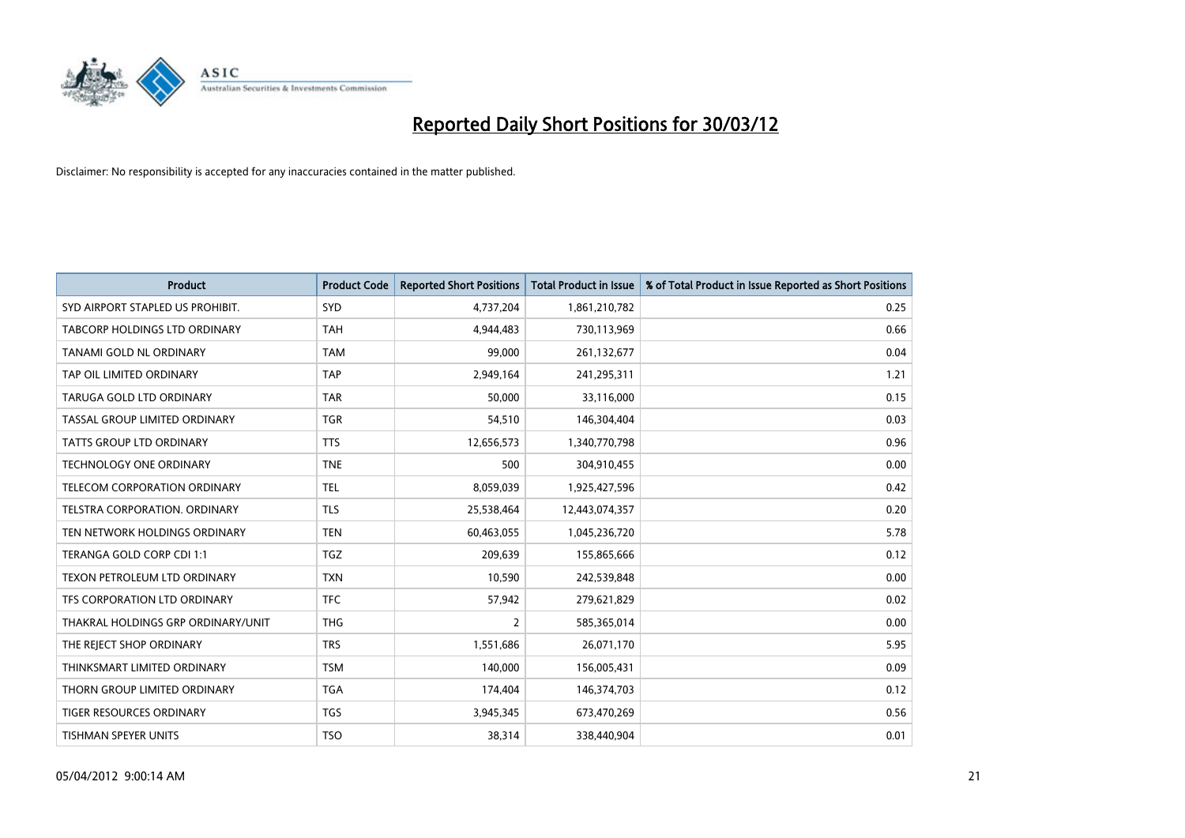# Reported Daily Short Positions for 30/03/12

Disclaimer: No responsibility is accepted for any inaccuracies contained in the matter published.

| Product | Product Code | Reported Short Positions | Total Product in Issue | % of Total Product in Issue Reported as Short Positions |
|---|---|---|---|---|
| SYD AIRPORT STAPLED US PROHIBIT. | SYD | 4,737,204 | 1,861,210,782 | 0.25 |
| TABCORP HOLDINGS LTD ORDINARY | TAH | 4,944,483 | 730,113,969 | 0.66 |
| TANAMI GOLD NL ORDINARY | TAM | 99,000 | 261,132,677 | 0.04 |
| TAP OIL LIMITED ORDINARY | TAP | 2,949,164 | 241,295,311 | 1.21 |
| TARUGA GOLD LTD ORDINARY | TAR | 50,000 | 33,116,000 | 0.15 |
| TASSAL GROUP LIMITED ORDINARY | TGR | 54,510 | 146,304,404 | 0.03 |
| TATTS GROUP LTD ORDINARY | TTS | 12,656,573 | 1,340,770,798 | 0.96 |
| TECHNOLOGY ONE ORDINARY | TNE | 500 | 304,910,455 | 0.00 |
| TELECOM CORPORATION ORDINARY | TEL | 8,059,039 | 1,925,427,596 | 0.42 |
| TELSTRA CORPORATION. ORDINARY | TLS | 25,538,464 | 12,443,074,357 | 0.20 |
| TEN NETWORK HOLDINGS ORDINARY | TEN | 60,463,055 | 1,045,236,720 | 5.78 |
| TERANGA GOLD CORP CDI 1:1 | TGZ | 209,639 | 155,865,666 | 0.12 |
| TEXON PETROLEUM LTD ORDINARY | TXN | 10,590 | 242,539,848 | 0.00 |
| TFS CORPORATION LTD ORDINARY | TFC | 57,942 | 279,621,829 | 0.02 |
| THAKRAL HOLDINGS GRP ORDINARY/UNIT | THG | 2 | 585,365,014 | 0.00 |
| THE REJECT SHOP ORDINARY | TRS | 1,551,686 | 26,071,170 | 5.95 |
| THINKSMART LIMITED ORDINARY | TSM | 140,000 | 156,005,431 | 0.09 |
| THORN GROUP LIMITED ORDINARY | TGA | 174,404 | 146,374,703 | 0.12 |
| TIGER RESOURCES ORDINARY | TGS | 3,945,345 | 673,470,269 | 0.56 |
| TISHMAN SPEYER UNITS | TSO | 38,314 | 338,440,904 | 0.01 |

05/04/2012 9:00:14 AM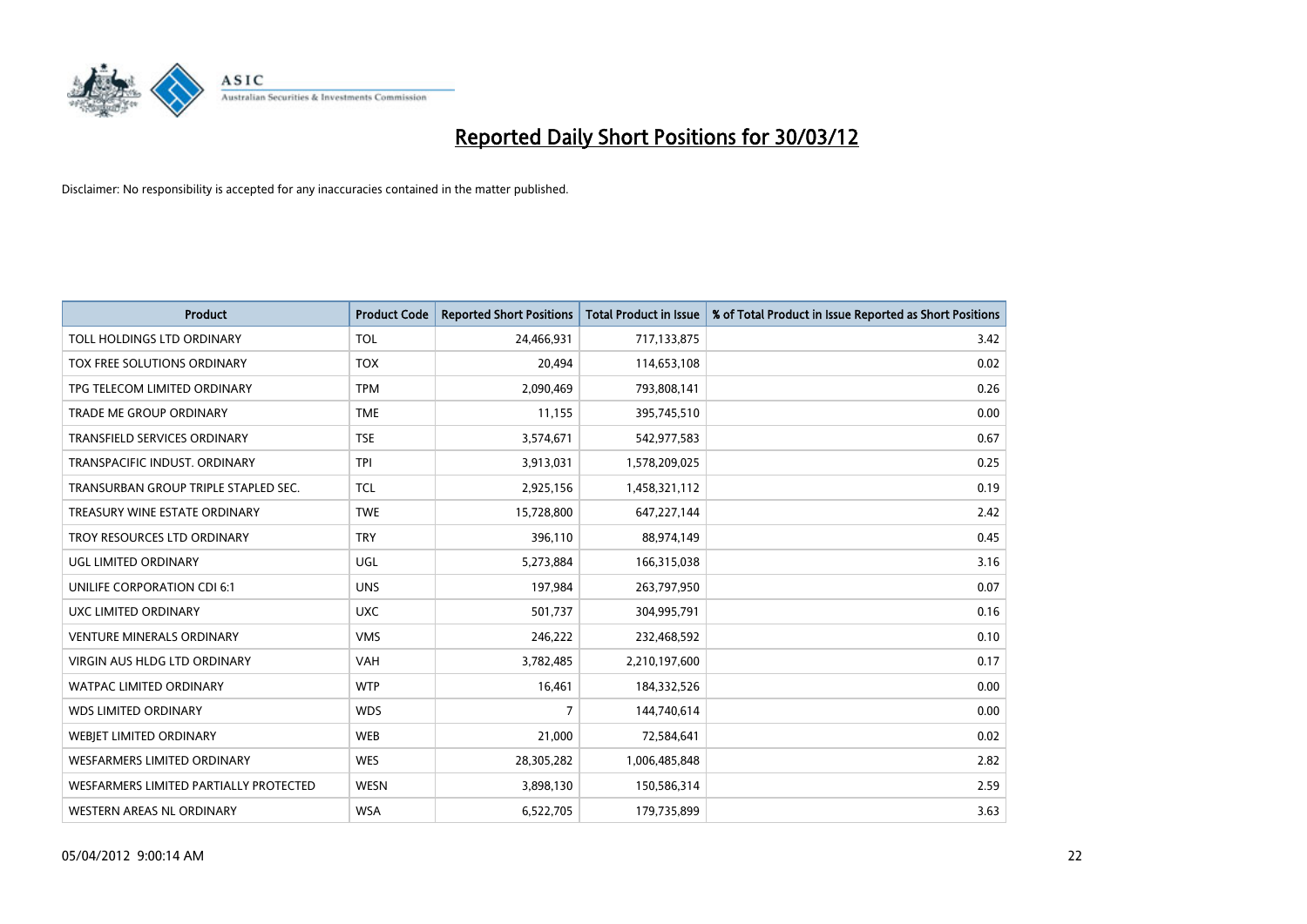# Reported Daily Short Positions for 30/03/12

Disclaimer: No responsibility is accepted for any inaccuracies contained in the matter published.

| Product | Product Code | Reported Short Positions | Total Product in Issue | % of Total Product in Issue Reported as Short Positions |
|---|---|---|---|---|
| TOLL HOLDINGS LTD ORDINARY | TOL | 24,466,931 | 717,133,875 | 3.42 |
| TOX FREE SOLUTIONS ORDINARY | TOX | 20,494 | 114,653,108 | 0.02 |
| TPG TELECOM LIMITED ORDINARY | TPM | 2,090,469 | 793,808,141 | 0.26 |
| TRADE ME GROUP ORDINARY | TME | 11,155 | 395,745,510 | 0.00 |
| TRANSFIELD SERVICES ORDINARY | TSE | 3,574,671 | 542,977,583 | 0.67 |
| TRANSPACIFIC INDUST. ORDINARY | TPI | 3,913,031 | 1,578,209,025 | 0.25 |
| TRANSURBAN GROUP TRIPLE STAPLED SEC. | TCL | 2,925,156 | 1,458,321,112 | 0.19 |
| TREASURY WINE ESTATE ORDINARY | TWE | 15,728,800 | 647,227,144 | 2.42 |
| TROY RESOURCES LTD ORDINARY | TRY | 396,110 | 88,974,149 | 0.45 |
| UGL LIMITED ORDINARY | UGL | 5,273,884 | 166,315,038 | 3.16 |
| UNILIFE CORPORATION CDI 6:1 | UNS | 197,984 | 263,797,950 | 0.07 |
| UXC LIMITED ORDINARY | UXC | 501,737 | 304,995,791 | 0.16 |
| VENTURE MINERALS ORDINARY | VMS | 246,222 | 232,468,592 | 0.10 |
| VIRGIN AUS HLDG LTD ORDINARY | VAH | 3,782,485 | 2,210,197,600 | 0.17 |
| WATPAC LIMITED ORDINARY | WTP | 16,461 | 184,332,526 | 0.00 |
| WDS LIMITED ORDINARY | WDS | 7 | 144,740,614 | 0.00 |
| WEBJET LIMITED ORDINARY | WEB | 21,000 | 72,584,641 | 0.02 |
| WESFARMERS LIMITED ORDINARY | WES | 28,305,282 | 1,006,485,848 | 2.82 |
| WESFARMERS LIMITED PARTIALLY PROTECTED | WESN | 3,898,130 | 150,586,314 | 2.59 |
| WESTERN AREAS NL ORDINARY | WSA | 6,522,705 | 179,735,899 | 3.63 |

05/04/2012 9:00:14 AM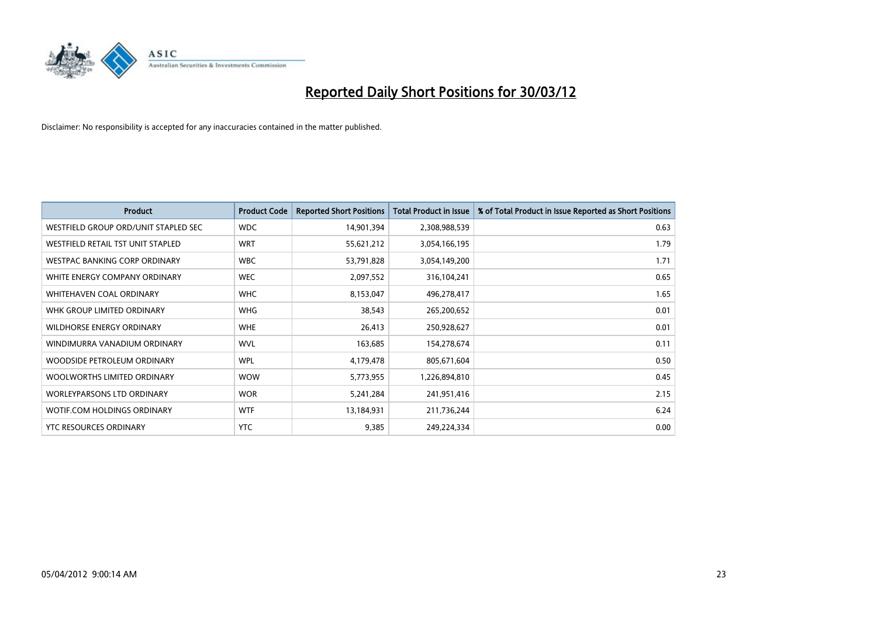# Reported Daily Short Positions for 30/03/12

Disclaimer: No responsibility is accepted for any inaccuracies contained in the matter published.

| Product | Product Code | Reported Short Positions | Total Product in Issue | % of Total Product in Issue Reported as Short Positions |
| --- | --- | --- | --- | --- |
| WESTFIELD GROUP ORD/UNIT STAPLED SEC | WDC | 14,901,394 | 2,308,988,539 | 0.63 |
| WESTFIELD RETAIL TST UNIT STAPLED | WRT | 55,621,212 | 3,054,166,195 | 1.79 |
| WESTPAC BANKING CORP ORDINARY | WBC | 53,791,828 | 3,054,149,200 | 1.71 |
| WHITE ENERGY COMPANY ORDINARY | WEC | 2,097,552 | 316,104,241 | 0.65 |
| WHITEHAVEN COAL ORDINARY | WHC | 8,153,047 | 496,278,417 | 1.65 |
| WHK GROUP LIMITED ORDINARY | WHG | 38,543 | 265,200,652 | 0.01 |
| WILDHORSE ENERGY ORDINARY | WHE | 26,413 | 250,928,627 | 0.01 |
| WINDIMURRA VANADIUM ORDINARY | WVL | 163,685 | 154,278,674 | 0.11 |
| WOODSIDE PETROLEUM ORDINARY | WPL | 4,179,478 | 805,671,604 | 0.50 |
| WOOLWORTHS LIMITED ORDINARY | WOW | 5,773,955 | 1,226,894,810 | 0.45 |
| WORLEYPARSONS LTD ORDINARY | WOR | 5,241,284 | 241,951,416 | 2.15 |
| WOTIF.COM HOLDINGS ORDINARY | WTF | 13,184,931 | 211,736,244 | 6.24 |
| YTC RESOURCES ORDINARY | YTC | 9,385 | 249,224,334 | 0.00 |